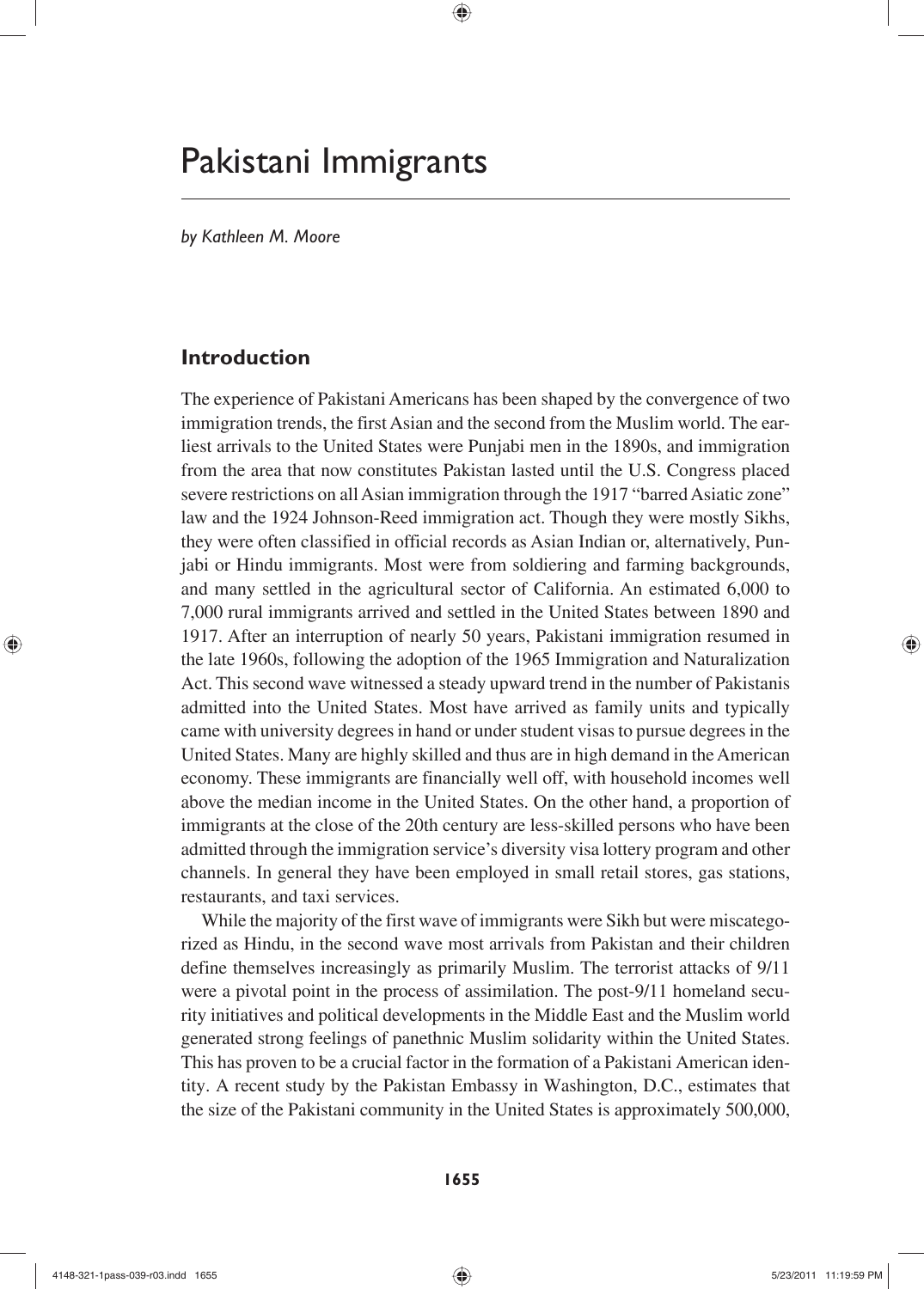# Pakistani Immigrants

*by Kathleen M. Moore*

## Introduction

The experience of Pakistani Americans has been shaped by the convergence of two immigration trends, the first Asian and the second from the Muslim world. The earliest arrivals to the United States were Punjabi men in the 1890s, and immigration from the area that now constitutes Pakistan lasted until the U.S. Congress placed severe restrictions on all Asian immigration through the 1917 "barred Asiatic zone" law and the 1924 Johnson-Reed immigration act. Though they were mostly Sikhs, they were often classified in official records as Asian Indian or, alternatively, Punjabi or Hindu immigrants. Most were from soldiering and farming backgrounds, and many settled in the agricultural sector of California. An estimated 6,000 to 7,000 rural immigrants arrived and settled in the United States between 1890 and 1917. After an interruption of nearly 50 years, Pakistani immigration resumed in the late 1960s, following the adoption of the 1965 Immigration and Naturalization Act. This second wave witnessed a steady upward trend in the number of Pakistanis admitted into the United States. Most have arrived as family units and typically came with university degrees in hand or under student visas to pursue degrees in the United States. Many are highly skilled and thus are in high demand in the American economy. These immigrants are financially well off, with household incomes well above the median income in the United States. On the other hand, a proportion of immigrants at the close of the 20th century are less-skilled persons who have been admitted through the immigration service's diversity visa lottery program and other channels. In general they have been employed in small retail stores, gas stations, restaurants, and taxi services.

While the majority of the first wave of immigrants were Sikh but were miscategorized as Hindu, in the second wave most arrivals from Pakistan and their children define themselves increasingly as primarily Muslim. The terrorist attacks of 9/11 were a pivotal point in the process of assimilation. The post-9/11 homeland security initiatives and political developments in the Middle East and the Muslim world generated strong feelings of panethnic Muslim solidarity within the United States. This has proven to be a crucial factor in the formation of a Pakistani American identity. A recent study by the Pakistan Embassy in Washington, D.C., estimates that the size of the Pakistani community in the United States is approximately 500,000,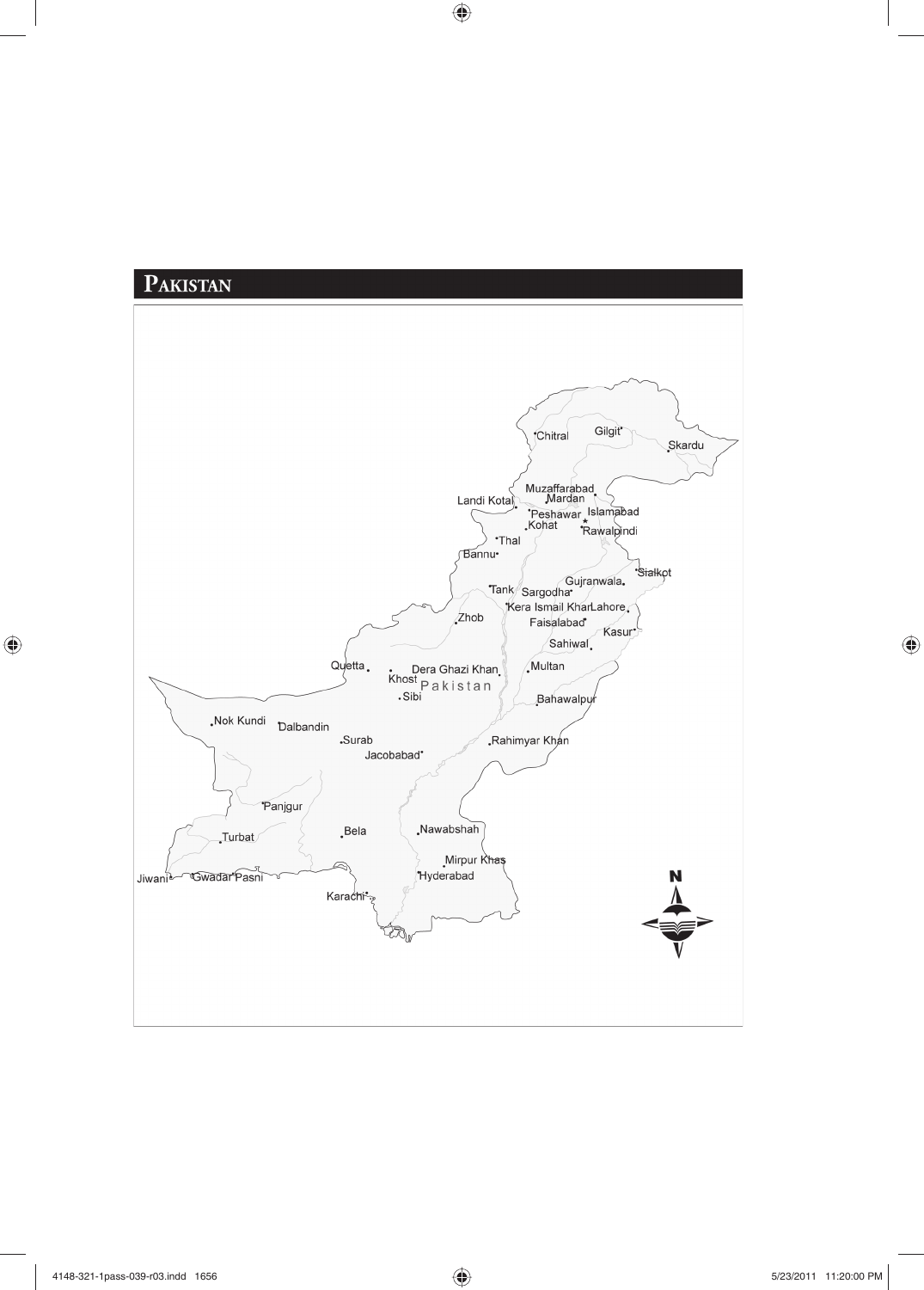# Pakistan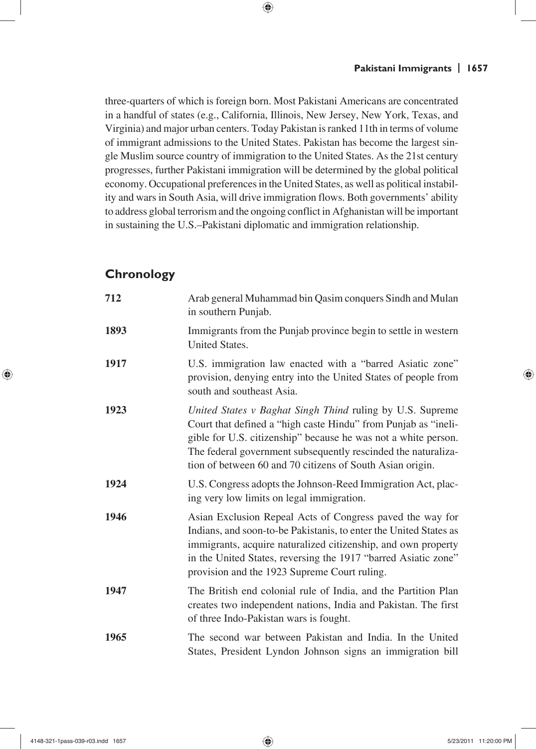three-quarters of which is foreign born. Most Pakistani Americans are concentrated in a handful of states (e.g., California, Illinois, New Jersey, New York, Texas, and Virginia) and major urban centers. Today Pakistan is ranked 11th in terms of volume of immigrant admissions to the United States. Pakistan has become the largest single Muslim source country of immigration to the United States. As the 21st century progresses, further Pakistani immigration will be determined by the global political economy. Occupational preferences in the United States, as well as political instability and wars in South Asia, will drive immigration flows. Both governments' ability to address global terrorism and the ongoing conflict in Afghanistan will be important in sustaining the U.S.–Pakistani diplomatic and immigration relationship.

## Chronology

| | |
|---|---|
| **712** | Arab general Muhammad bin Qasim conquers Sindh and Mulan in southern Punjab. |
| **1893** | Immigrants from the Punjab province begin to settle in western United States. |
| **1917** | U.S. immigration law enacted with a "barred Asiatic zone" provision, denying entry into the United States of people from south and southeast Asia. |
| **1923** | *United States v Baghat Singh Thind* ruling by U.S. Supreme Court that defined a "high caste Hindu" from Punjab as "ineligible for U.S. citizenship" because he was not a white person. The federal government subsequently rescinded the naturalization of between 60 and 70 citizens of South Asian origin. |
| **1924** | U.S. Congress adopts the Johnson-Reed Immigration Act, placing very low limits on legal immigration. |
| **1946** | Asian Exclusion Repeal Acts of Congress paved the way for Indians, and soon-to-be Pakistanis, to enter the United States as immigrants, acquire naturalized citizenship, and own property in the United States, reversing the 1917 "barred Asiatic zone" provision and the 1923 Supreme Court ruling. |
| **1947** | The British end colonial rule of India, and the Partition Plan creates two independent nations, India and Pakistan. The first of three Indo-Pakistan wars is fought. |
| **1965** | The second war between Pakistan and India. In the United States, President Lyndon Johnson signs an immigration bill |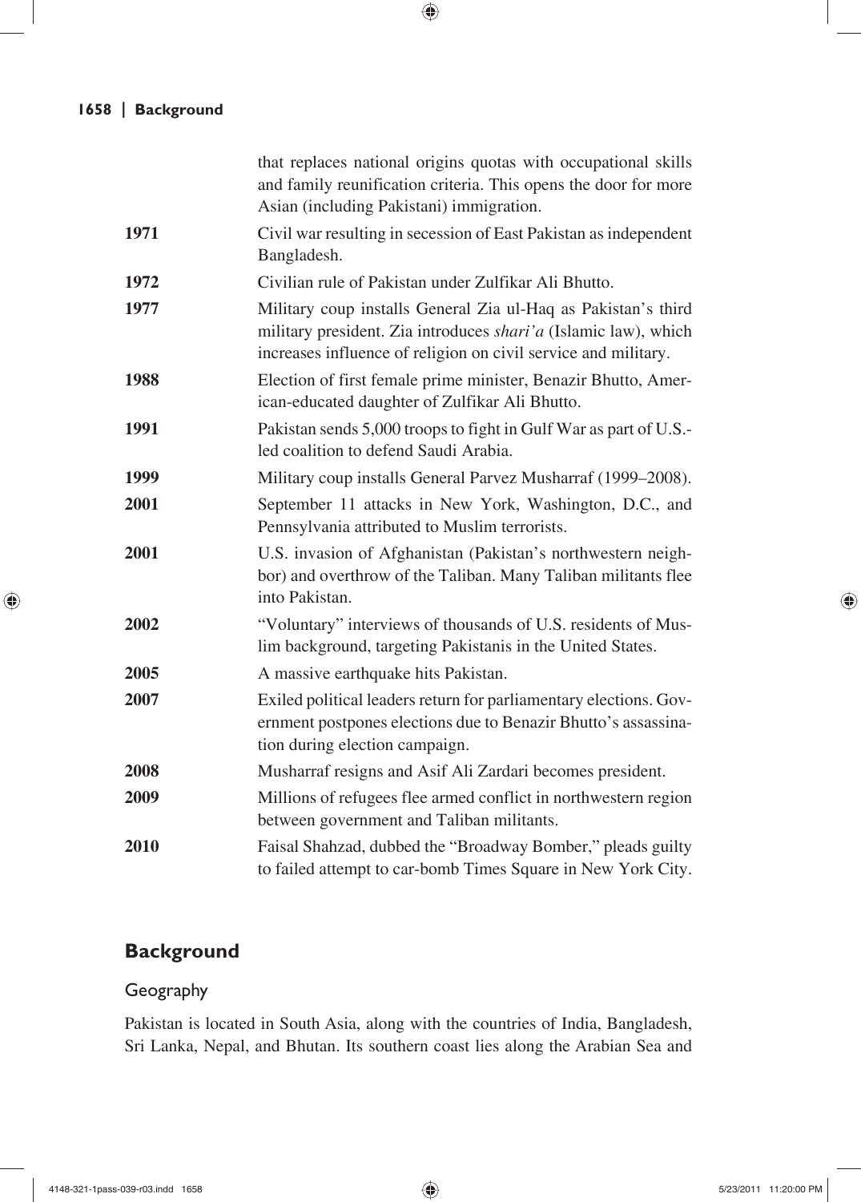| | |
|---|---|
| | that replaces national origins quotas with occupational skills and family reunification criteria. This opens the door for more Asian (including Pakistani) immigration. |
| **1971** | Civil war resulting in secession of East Pakistan as independent Bangladesh. |
| **1972** | Civilian rule of Pakistan under Zulfikar Ali Bhutto. |
| **1977** | Military coup installs General Zia ul-Haq as Pakistan's third military president. Zia introduces *shari'a* (Islamic law), which increases influence of religion on civil service and military. |
| **1988** | Election of first female prime minister, Benazir Bhutto, American-educated daughter of Zulfikar Ali Bhutto. |
| **1991** | Pakistan sends 5,000 troops to fight in Gulf War as part of U.S.-led coalition to defend Saudi Arabia. |
| **1999** | Military coup installs General Parvez Musharraf (1999–2008). |
| **2001** | September 11 attacks in New York, Washington, D.C., and Pennsylvania attributed to Muslim terrorists. |
| **2001** | U.S. invasion of Afghanistan (Pakistan's northwestern neighbor) and overthrow of the Taliban. Many Taliban militants flee into Pakistan. |
| **2002** | "Voluntary" interviews of thousands of U.S. residents of Muslim background, targeting Pakistanis in the United States. |
| **2005** | A massive earthquake hits Pakistan. |
| **2007** | Exiled political leaders return for parliamentary elections. Government postpones elections due to Benazir Bhutto's assassination during election campaign. |
| **2008** | Musharraf resigns and Asif Ali Zardari becomes president. |
| **2009** | Millions of refugees flee armed conflict in northwestern region between government and Taliban militants. |
| **2010** | Faisal Shahzad, dubbed the "Broadway Bomber," pleads guilty to failed attempt to car-bomb Times Square in New York City. |

## Background

### Geography

Pakistan is located in South Asia, along with the countries of India, Bangladesh, Sri Lanka, Nepal, and Bhutan. Its southern coast lies along the Arabian Sea and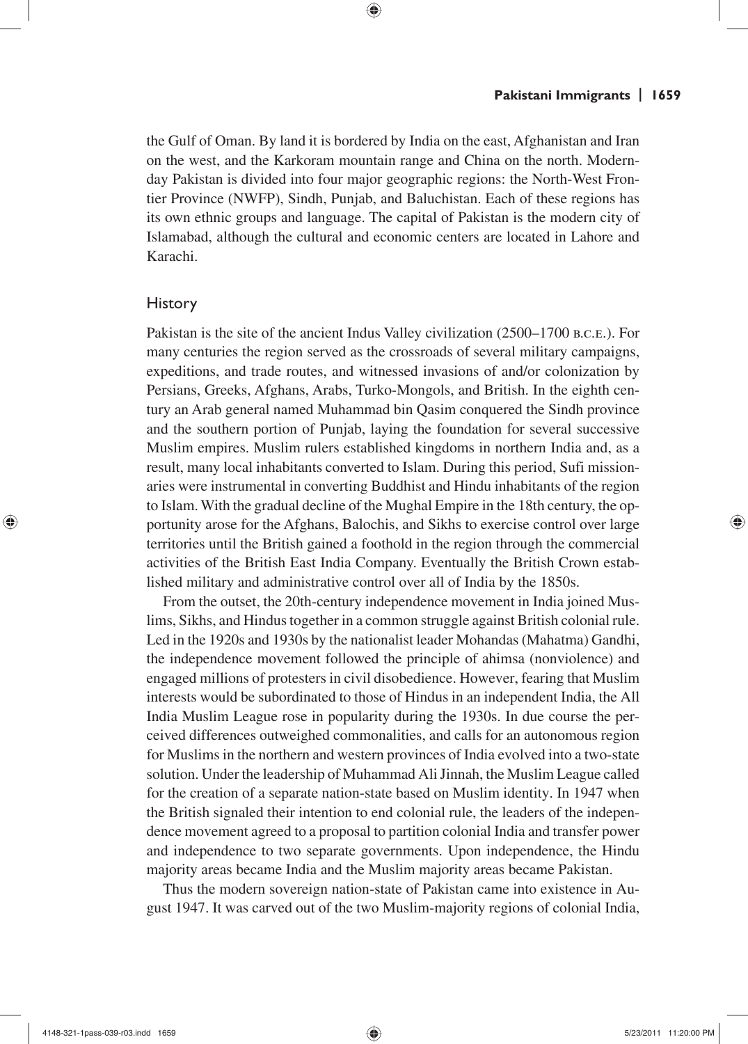the Gulf of Oman. By land it is bordered by India on the east, Afghanistan and Iran on the west, and the Karkoram mountain range and China on the north. Modern-day Pakistan is divided into four major geographic regions: the North-West Frontier Province (NWFP), Sindh, Punjab, and Baluchistan. Each of these regions has its own ethnic groups and language. The capital of Pakistan is the modern city of Islamabad, although the cultural and economic centers are located in Lahore and Karachi.

## History

Pakistan is the site of the ancient Indus Valley civilization (2500–1700 B.C.E.). For many centuries the region served as the crossroads of several military campaigns, expeditions, and trade routes, and witnessed invasions of and/or colonization by Persians, Greeks, Afghans, Arabs, Turko-Mongols, and British. In the eighth century an Arab general named Muhammad bin Qasim conquered the Sindh province and the southern portion of Punjab, laying the foundation for several successive Muslim empires. Muslim rulers established kingdoms in northern India and, as a result, many local inhabitants converted to Islam. During this period, Sufi missionaries were instrumental in converting Buddhist and Hindu inhabitants of the region to Islam. With the gradual decline of the Mughal Empire in the 18th century, the opportunity arose for the Afghans, Balochis, and Sikhs to exercise control over large territories until the British gained a foothold in the region through the commercial activities of the British East India Company. Eventually the British Crown established military and administrative control over all of India by the 1850s.

From the outset, the 20th-century independence movement in India joined Muslims, Sikhs, and Hindus together in a common struggle against British colonial rule. Led in the 1920s and 1930s by the nationalist leader Mohandas (Mahatma) Gandhi, the independence movement followed the principle of ahimsa (nonviolence) and engaged millions of protesters in civil disobedience. However, fearing that Muslim interests would be subordinated to those of Hindus in an independent India, the All India Muslim League rose in popularity during the 1930s. In due course the perceived differences outweighed commonalities, and calls for an autonomous region for Muslims in the northern and western provinces of India evolved into a two-state solution. Under the leadership of Muhammad Ali Jinnah, the Muslim League called for the creation of a separate nation-state based on Muslim identity. In 1947 when the British signaled their intention to end colonial rule, the leaders of the independence movement agreed to a proposal to partition colonial India and transfer power and independence to two separate governments. Upon independence, the Hindu majority areas became India and the Muslim majority areas became Pakistan.

Thus the modern sovereign nation-state of Pakistan came into existence in August 1947. It was carved out of the two Muslim-majority regions of colonial India,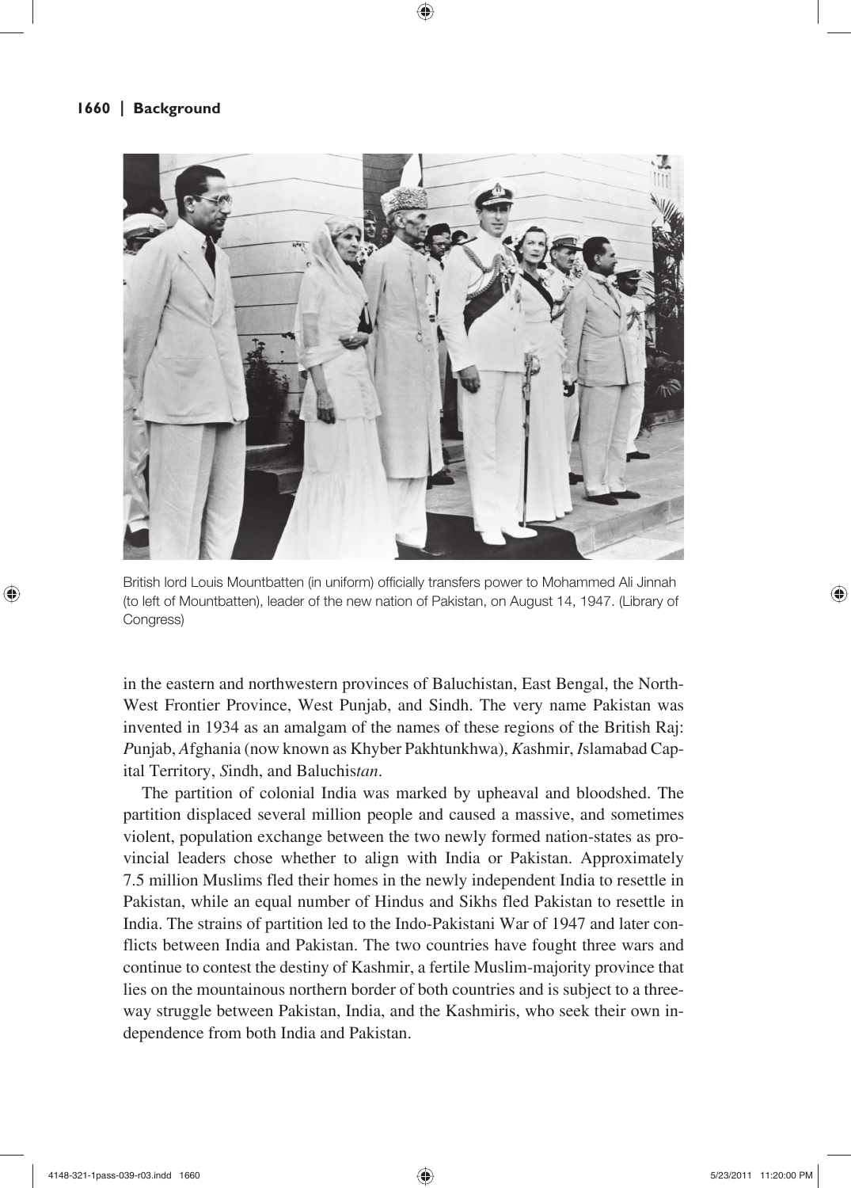British lord Louis Mountbatten (in uniform) officially transfers power to Mohammed Ali Jinnah (to left of Mountbatten), leader of the new nation of Pakistan, on August 14, 1947. (Library of Congress)

in the eastern and northwestern provinces of Baluchistan, East Bengal, the North-West Frontier Province, West Punjab, and Sindh. The very name Pakistan was invented in 1934 as an amalgam of the names of these regions of the British Raj: *P*unjab, *A*fghania (now known as Khyber Pakhtunkhwa), *K*ashmir, *I*slamabad Capital Territory, *S*indh, and Baluchis*tan*.

The partition of colonial India was marked by upheaval and bloodshed. The partition displaced several million people and caused a massive, and sometimes violent, population exchange between the two newly formed nation-states as provincial leaders chose whether to align with India or Pakistan. Approximately 7.5 million Muslims fled their homes in the newly independent India to resettle in Pakistan, while an equal number of Hindus and Sikhs fled Pakistan to resettle in India. The strains of partition led to the Indo-Pakistani War of 1947 and later conflicts between India and Pakistan. The two countries have fought three wars and continue to contest the destiny of Kashmir, a fertile Muslim-majority province that lies on the mountainous northern border of both countries and is subject to a three-way struggle between Pakistan, India, and the Kashmiris, who seek their own independence from both India and Pakistan.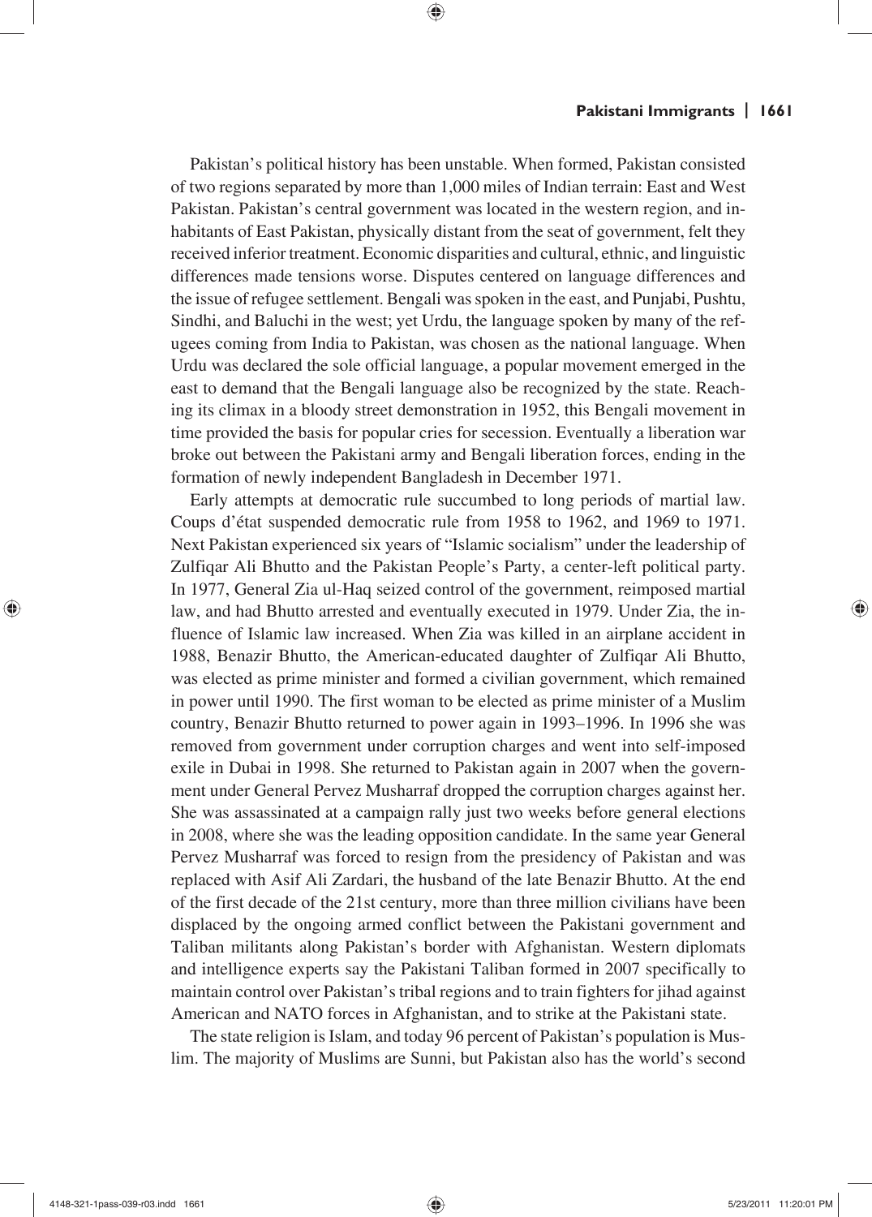Pakistan's political history has been unstable. When formed, Pakistan consisted of two regions separated by more than 1,000 miles of Indian terrain: East and West Pakistan. Pakistan's central government was located in the western region, and inhabitants of East Pakistan, physically distant from the seat of government, felt they received inferior treatment. Economic disparities and cultural, ethnic, and linguistic differences made tensions worse. Disputes centered on language differences and the issue of refugee settlement. Bengali was spoken in the east, and Punjabi, Pushtu, Sindhi, and Baluchi in the west; yet Urdu, the language spoken by many of the refugees coming from India to Pakistan, was chosen as the national language. When Urdu was declared the sole official language, a popular movement emerged in the east to demand that the Bengali language also be recognized by the state. Reaching its climax in a bloody street demonstration in 1952, this Bengali movement in time provided the basis for popular cries for secession. Eventually a liberation war broke out between the Pakistani army and Bengali liberation forces, ending in the formation of newly independent Bangladesh in December 1971.

Early attempts at democratic rule succumbed to long periods of martial law. Coups d'état suspended democratic rule from 1958 to 1962, and 1969 to 1971. Next Pakistan experienced six years of "Islamic socialism" under the leadership of Zulfiqar Ali Bhutto and the Pakistan People's Party, a center-left political party. In 1977, General Zia ul-Haq seized control of the government, reimposed martial law, and had Bhutto arrested and eventually executed in 1979. Under Zia, the influence of Islamic law increased. When Zia was killed in an airplane accident in 1988, Benazir Bhutto, the American-educated daughter of Zulfiqar Ali Bhutto, was elected as prime minister and formed a civilian government, which remained in power until 1990. The first woman to be elected as prime minister of a Muslim country, Benazir Bhutto returned to power again in 1993–1996. In 1996 she was removed from government under corruption charges and went into self-imposed exile in Dubai in 1998. She returned to Pakistan again in 2007 when the government under General Pervez Musharraf dropped the corruption charges against her. She was assassinated at a campaign rally just two weeks before general elections in 2008, where she was the leading opposition candidate. In the same year General Pervez Musharraf was forced to resign from the presidency of Pakistan and was replaced with Asif Ali Zardari, the husband of the late Benazir Bhutto. At the end of the first decade of the 21st century, more than three million civilians have been displaced by the ongoing armed conflict between the Pakistani government and Taliban militants along Pakistan's border with Afghanistan. Western diplomats and intelligence experts say the Pakistani Taliban formed in 2007 specifically to maintain control over Pakistan's tribal regions and to train fighters for jihad against American and NATO forces in Afghanistan, and to strike at the Pakistani state.

The state religion is Islam, and today 96 percent of Pakistan's population is Muslim. The majority of Muslims are Sunni, but Pakistan also has the world's second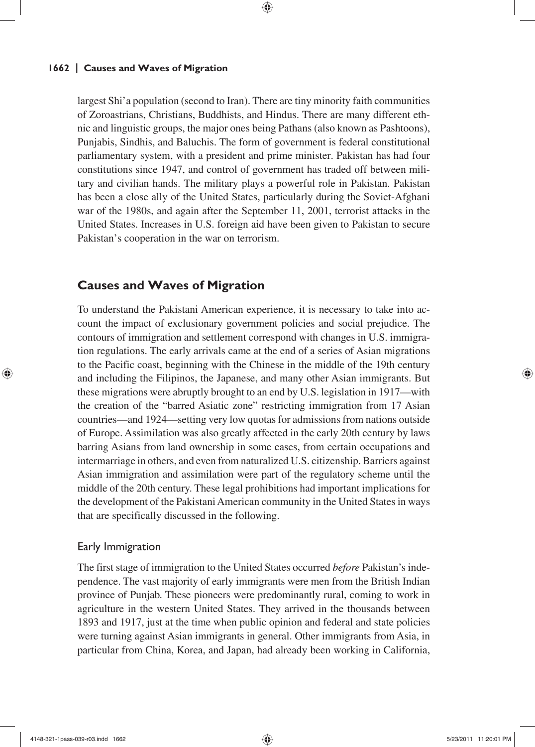largest Shi'a population (second to Iran). There are tiny minority faith communities of Zoroastrians, Christians, Buddhists, and Hindus. There are many different ethnic and linguistic groups, the major ones being Pathans (also known as Pashtoons), Punjabis, Sindhis, and Baluchis. The form of government is federal constitutional parliamentary system, with a president and prime minister. Pakistan has had four constitutions since 1947, and control of government has traded off between military and civilian hands. The military plays a powerful role in Pakistan. Pakistan has been a close ally of the United States, particularly during the Soviet-Afghani war of the 1980s, and again after the September 11, 2001, terrorist attacks in the United States. Increases in U.S. foreign aid have been given to Pakistan to secure Pakistan's cooperation in the war on terrorism.

## Causes and Waves of Migration

To understand the Pakistani American experience, it is necessary to take into account the impact of exclusionary government policies and social prejudice. The contours of immigration and settlement correspond with changes in U.S. immigration regulations. The early arrivals came at the end of a series of Asian migrations to the Pacific coast, beginning with the Chinese in the middle of the 19th century and including the Filipinos, the Japanese, and many other Asian immigrants. But these migrations were abruptly brought to an end by U.S. legislation in 1917—with the creation of the "barred Asiatic zone" restricting immigration from 17 Asian countries—and 1924—setting very low quotas for admissions from nations outside of Europe. Assimilation was also greatly affected in the early 20th century by laws barring Asians from land ownership in some cases, from certain occupations and intermarriage in others, and even from naturalized U.S. citizenship. Barriers against Asian immigration and assimilation were part of the regulatory scheme until the middle of the 20th century. These legal prohibitions had important implications for the development of the Pakistani American community in the United States in ways that are specifically discussed in the following.

### Early Immigration

The first stage of immigration to the United States occurred *before* Pakistan's independence. The vast majority of early immigrants were men from the British Indian province of Punjab. These pioneers were predominantly rural, coming to work in agriculture in the western United States. They arrived in the thousands between 1893 and 1917, just at the time when public opinion and federal and state policies were turning against Asian immigrants in general. Other immigrants from Asia, in particular from China, Korea, and Japan, had already been working in California,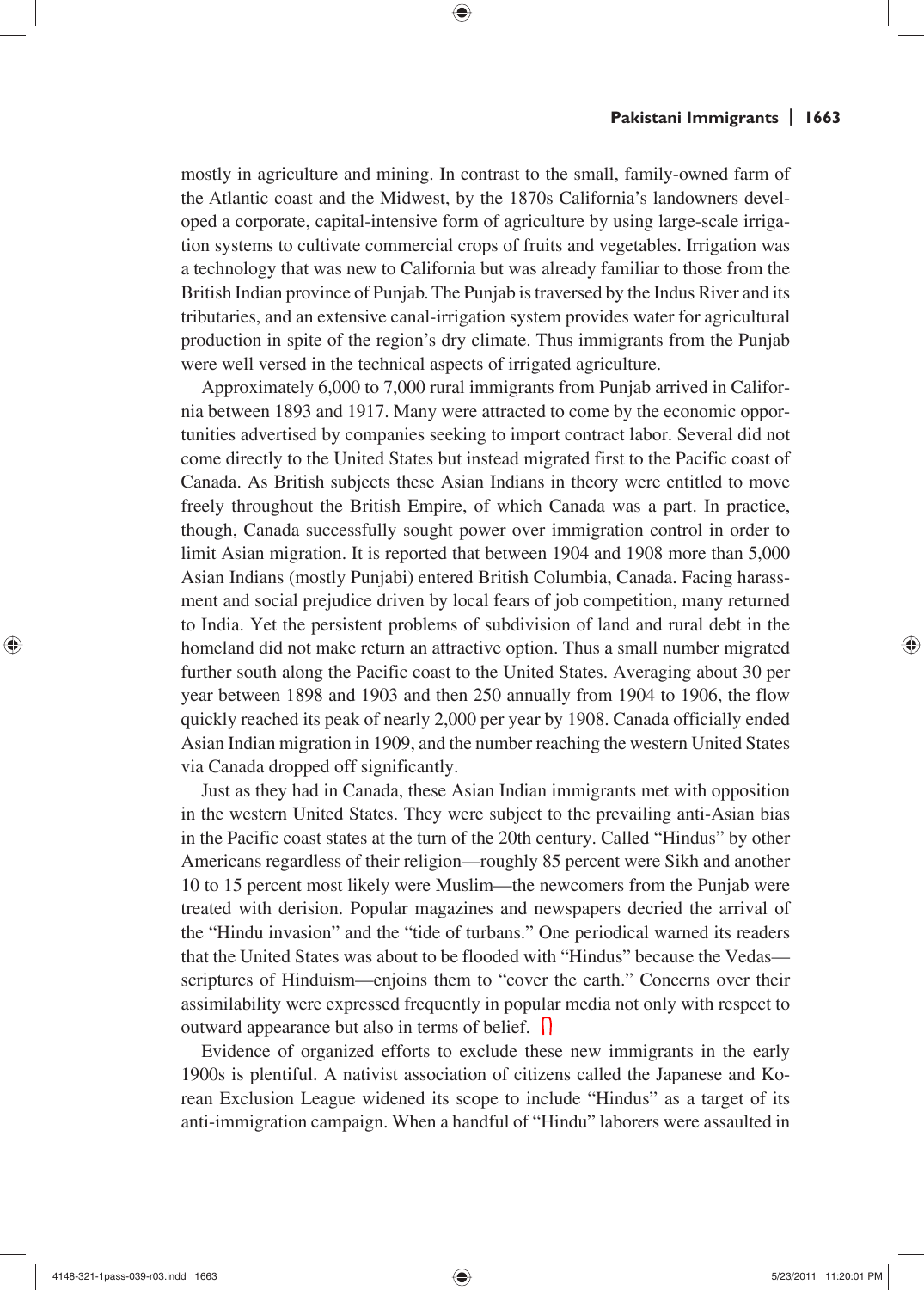mostly in agriculture and mining. In contrast to the small, family-owned farm of the Atlantic coast and the Midwest, by the 1870s California's landowners developed a corporate, capital-intensive form of agriculture by using large-scale irrigation systems to cultivate commercial crops of fruits and vegetables. Irrigation was a technology that was new to California but was already familiar to those from the British Indian province of Punjab. The Punjab is traversed by the Indus River and its tributaries, and an extensive canal-irrigation system provides water for agricultural production in spite of the region's dry climate. Thus immigrants from the Punjab were well versed in the technical aspects of irrigated agriculture.

Approximately 6,000 to 7,000 rural immigrants from Punjab arrived in California between 1893 and 1917. Many were attracted to come by the economic opportunities advertised by companies seeking to import contract labor. Several did not come directly to the United States but instead migrated first to the Pacific coast of Canada. As British subjects these Asian Indians in theory were entitled to move freely throughout the British Empire, of which Canada was a part. In practice, though, Canada successfully sought power over immigration control in order to limit Asian migration. It is reported that between 1904 and 1908 more than 5,000 Asian Indians (mostly Punjabi) entered British Columbia, Canada. Facing harassment and social prejudice driven by local fears of job competition, many returned to India. Yet the persistent problems of subdivision of land and rural debt in the homeland did not make return an attractive option. Thus a small number migrated further south along the Pacific coast to the United States. Averaging about 30 per year between 1898 and 1903 and then 250 annually from 1904 to 1906, the flow quickly reached its peak of nearly 2,000 per year by 1908. Canada officially ended Asian Indian migration in 1909, and the number reaching the western United States via Canada dropped off significantly.

Just as they had in Canada, these Asian Indian immigrants met with opposition in the western United States. They were subject to the prevailing anti-Asian bias in the Pacific coast states at the turn of the 20th century. Called "Hindus" by other Americans regardless of their religion—roughly 85 percent were Sikh and another 10 to 15 percent most likely were Muslim—the newcomers from the Punjab were treated with derision. Popular magazines and newspapers decried the arrival of the "Hindu invasion" and the "tide of turbans." One periodical warned its readers that the United States was about to be flooded with "Hindus" because the Vedas—scriptures of Hinduism—enjoins them to "cover the earth." Concerns over their assimilability were expressed frequently in popular media not only with respect to outward appearance but also in terms of belief.

Evidence of organized efforts to exclude these new immigrants in the early 1900s is plentiful. A nativist association of citizens called the Japanese and Korean Exclusion League widened its scope to include "Hindus" as a target of its anti-immigration campaign. When a handful of "Hindu" laborers were assaulted in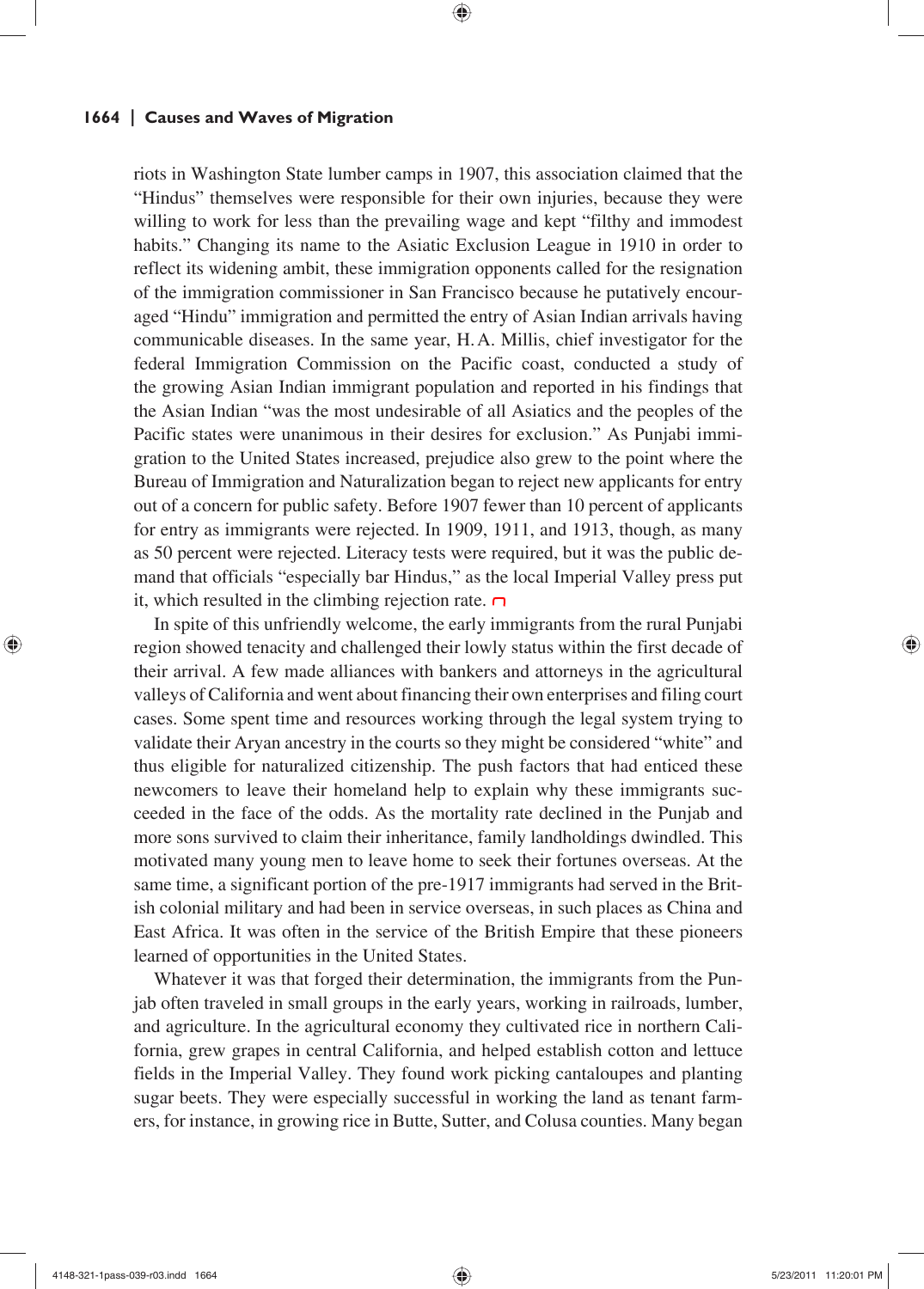riots in Washington State lumber camps in 1907, this association claimed that the "Hindus" themselves were responsible for their own injuries, because they were willing to work for less than the prevailing wage and kept "filthy and immodest habits." Changing its name to the Asiatic Exclusion League in 1910 in order to reflect its widening ambit, these immigration opponents called for the resignation of the immigration commissioner in San Francisco because he putatively encouraged "Hindu" immigration and permitted the entry of Asian Indian arrivals having communicable diseases. In the same year, H. A. Millis, chief investigator for the federal Immigration Commission on the Pacific coast, conducted a study of the growing Asian Indian immigrant population and reported in his findings that the Asian Indian "was the most undesirable of all Asiatics and the peoples of the Pacific states were unanimous in their desires for exclusion." As Punjabi immigration to the United States increased, prejudice also grew to the point where the Bureau of Immigration and Naturalization began to reject new applicants for entry out of a concern for public safety. Before 1907 fewer than 10 percent of applicants for entry as immigrants were rejected. In 1909, 1911, and 1913, though, as many as 50 percent were rejected. Literacy tests were required, but it was the public demand that officials "especially bar Hindus," as the local Imperial Valley press put it, which resulted in the climbing rejection rate.

In spite of this unfriendly welcome, the early immigrants from the rural Punjabi region showed tenacity and challenged their lowly status within the first decade of their arrival. A few made alliances with bankers and attorneys in the agricultural valleys of California and went about financing their own enterprises and filing court cases. Some spent time and resources working through the legal system trying to validate their Aryan ancestry in the courts so they might be considered "white" and thus eligible for naturalized citizenship. The push factors that had enticed these newcomers to leave their homeland help to explain why these immigrants succeeded in the face of the odds. As the mortality rate declined in the Punjab and more sons survived to claim their inheritance, family landholdings dwindled. This motivated many young men to leave home to seek their fortunes overseas. At the same time, a significant portion of the pre-1917 immigrants had served in the British colonial military and had been in service overseas, in such places as China and East Africa. It was often in the service of the British Empire that these pioneers learned of opportunities in the United States.

Whatever it was that forged their determination, the immigrants from the Punjab often traveled in small groups in the early years, working in railroads, lumber, and agriculture. In the agricultural economy they cultivated rice in northern California, grew grapes in central California, and helped establish cotton and lettuce fields in the Imperial Valley. They found work picking cantaloupes and planting sugar beets. They were especially successful in working the land as tenant farmers, for instance, in growing rice in Butte, Sutter, and Colusa counties. Many began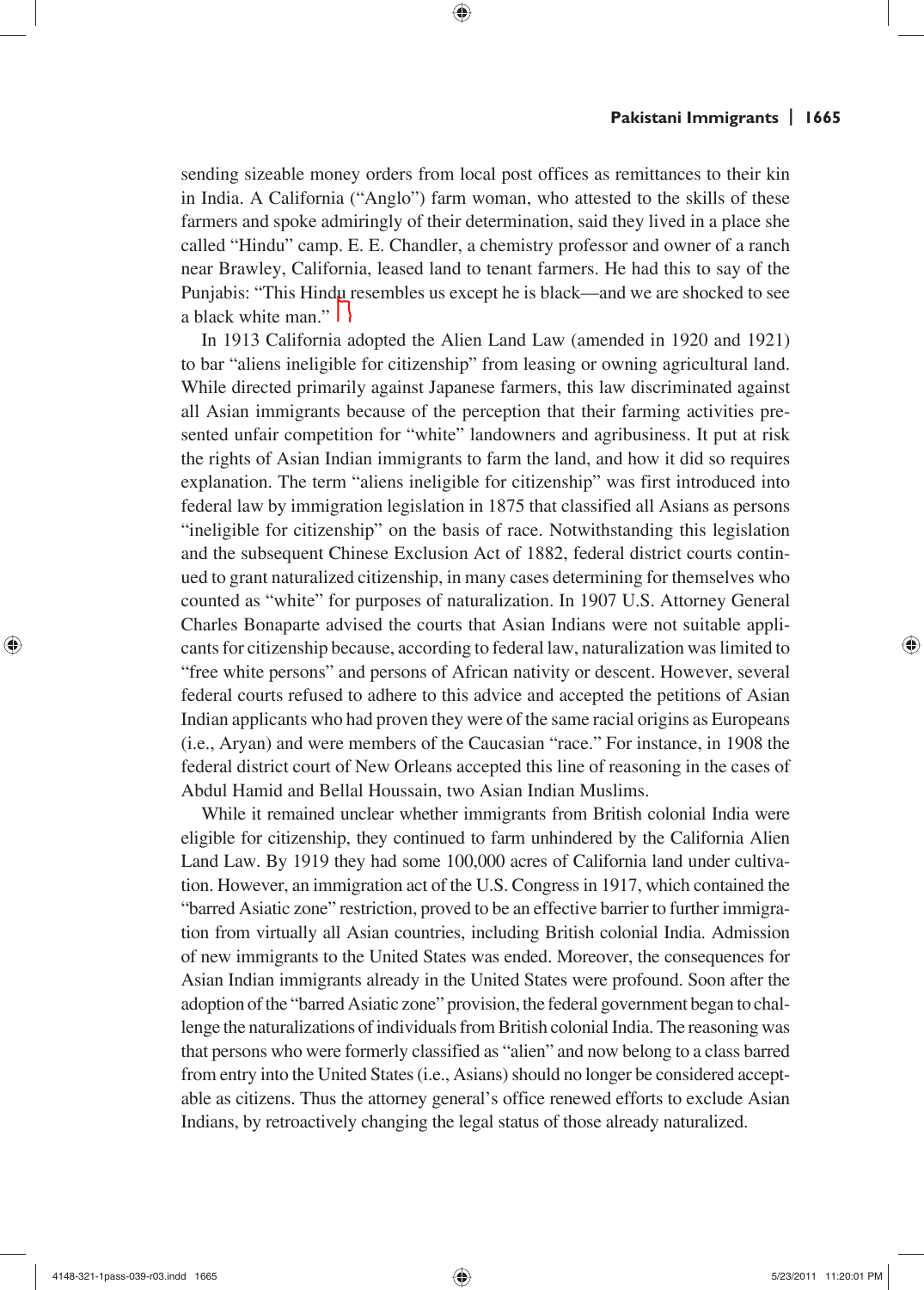sending sizeable money orders from local post offices as remittances to their kin in India. A California ("Anglo") farm woman, who attested to the skills of these farmers and spoke admiringly of their determination, said they lived in a place she called "Hindu" camp. E. E. Chandler, a chemistry professor and owner of a ranch near Brawley, California, leased land to tenant farmers. He had this to say of the Punjabis: "This Hindu resembles us except he is black—and we are shocked to see a black white man."

In 1913 California adopted the Alien Land Law (amended in 1920 and 1921) to bar "aliens ineligible for citizenship" from leasing or owning agricultural land. While directed primarily against Japanese farmers, this law discriminated against all Asian immigrants because of the perception that their farming activities presented unfair competition for "white" landowners and agribusiness. It put at risk the rights of Asian Indian immigrants to farm the land, and how it did so requires explanation. The term "aliens ineligible for citizenship" was first introduced into federal law by immigration legislation in 1875 that classified all Asians as persons "ineligible for citizenship" on the basis of race. Notwithstanding this legislation and the subsequent Chinese Exclusion Act of 1882, federal district courts continued to grant naturalized citizenship, in many cases determining for themselves who counted as "white" for purposes of naturalization. In 1907 U.S. Attorney General Charles Bonaparte advised the courts that Asian Indians were not suitable applicants for citizenship because, according to federal law, naturalization was limited to "free white persons" and persons of African nativity or descent. However, several federal courts refused to adhere to this advice and accepted the petitions of Asian Indian applicants who had proven they were of the same racial origins as Europeans (i.e., Aryan) and were members of the Caucasian "race." For instance, in 1908 the federal district court of New Orleans accepted this line of reasoning in the cases of Abdul Hamid and Bellal Houssain, two Asian Indian Muslims.

While it remained unclear whether immigrants from British colonial India were eligible for citizenship, they continued to farm unhindered by the California Alien Land Law. By 1919 they had some 100,000 acres of California land under cultivation. However, an immigration act of the U.S. Congress in 1917, which contained the "barred Asiatic zone" restriction, proved to be an effective barrier to further immigration from virtually all Asian countries, including British colonial India. Admission of new immigrants to the United States was ended. Moreover, the consequences for Asian Indian immigrants already in the United States were profound. Soon after the adoption of the "barred Asiatic zone" provision, the federal government began to challenge the naturalizations of individuals from British colonial India. The reasoning was that persons who were formerly classified as "alien" and now belong to a class barred from entry into the United States (i.e., Asians) should no longer be considered acceptable as citizens. Thus the attorney general's office renewed efforts to exclude Asian Indians, by retroactively changing the legal status of those already naturalized.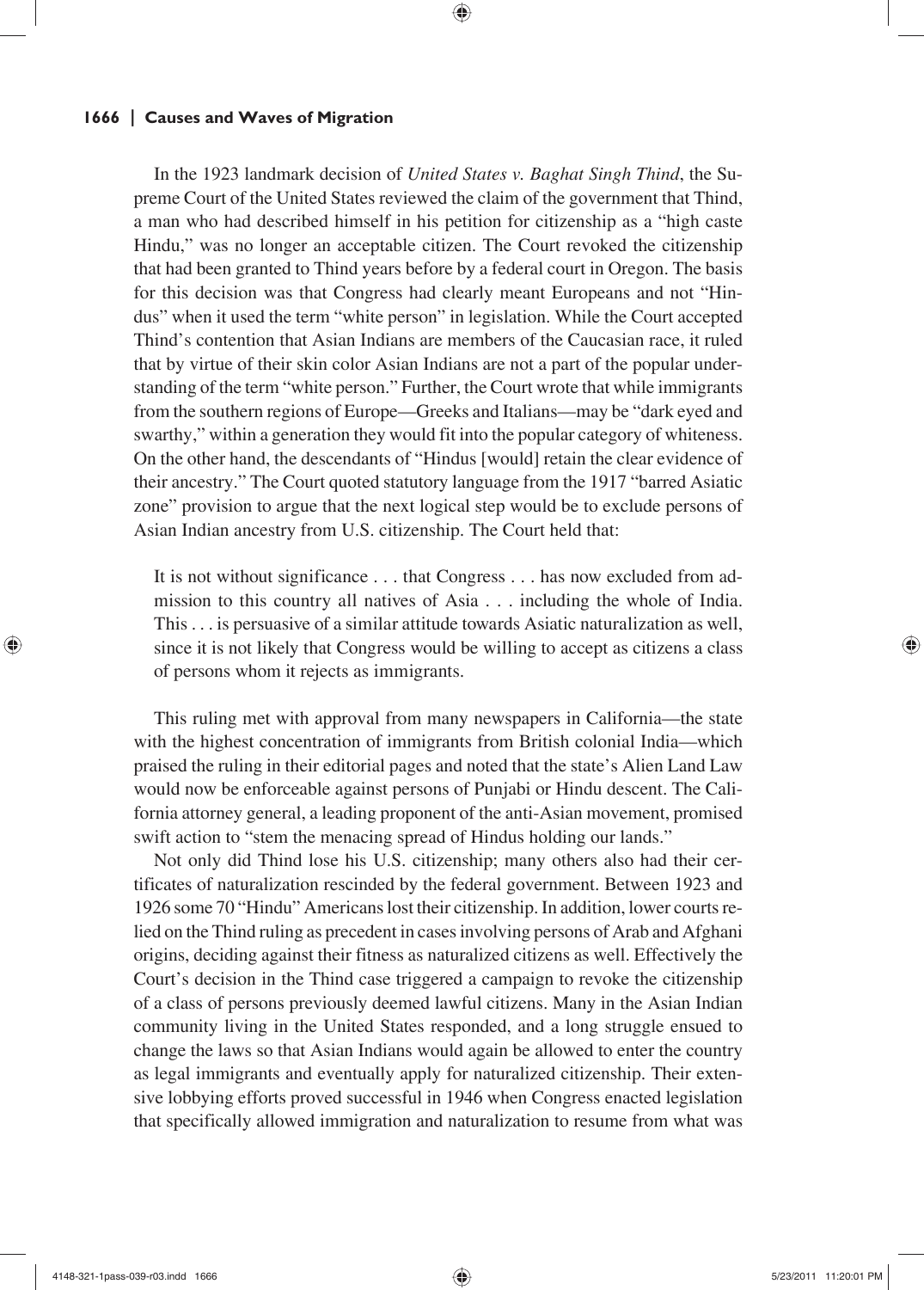In the 1923 landmark decision of *United States v. Baghat Singh Thind*, the Supreme Court of the United States reviewed the claim of the government that Thind, a man who had described himself in his petition for citizenship as a "high caste Hindu," was no longer an acceptable citizen. The Court revoked the citizenship that had been granted to Thind years before by a federal court in Oregon. The basis for this decision was that Congress had clearly meant Europeans and not "Hindus" when it used the term "white person" in legislation. While the Court accepted Thind's contention that Asian Indians are members of the Caucasian race, it ruled that by virtue of their skin color Asian Indians are not a part of the popular understanding of the term "white person." Further, the Court wrote that while immigrants from the southern regions of Europe—Greeks and Italians—may be "dark eyed and swarthy," within a generation they would fit into the popular category of whiteness. On the other hand, the descendants of "Hindus [would] retain the clear evidence of their ancestry." The Court quoted statutory language from the 1917 "barred Asiatic zone" provision to argue that the next logical step would be to exclude persons of Asian Indian ancestry from U.S. citizenship. The Court held that:

> It is not without significance . . . that Congress . . . has now excluded from admission to this country all natives of Asia . . . including the whole of India. This . . . is persuasive of a similar attitude towards Asiatic naturalization as well, since it is not likely that Congress would be willing to accept as citizens a class of persons whom it rejects as immigrants.

This ruling met with approval from many newspapers in California—the state with the highest concentration of immigrants from British colonial India—which praised the ruling in their editorial pages and noted that the state's Alien Land Law would now be enforceable against persons of Punjabi or Hindu descent. The California attorney general, a leading proponent of the anti-Asian movement, promised swift action to "stem the menacing spread of Hindus holding our lands."

Not only did Thind lose his U.S. citizenship; many others also had their certificates of naturalization rescinded by the federal government. Between 1923 and 1926 some 70 "Hindu" Americans lost their citizenship. In addition, lower courts relied on the Thind ruling as precedent in cases involving persons of Arab and Afghani origins, deciding against their fitness as naturalized citizens as well. Effectively the Court's decision in the Thind case triggered a campaign to revoke the citizenship of a class of persons previously deemed lawful citizens. Many in the Asian Indian community living in the United States responded, and a long struggle ensued to change the laws so that Asian Indians would again be allowed to enter the country as legal immigrants and eventually apply for naturalized citizenship. Their extensive lobbying efforts proved successful in 1946 when Congress enacted legislation that specifically allowed immigration and naturalization to resume from what was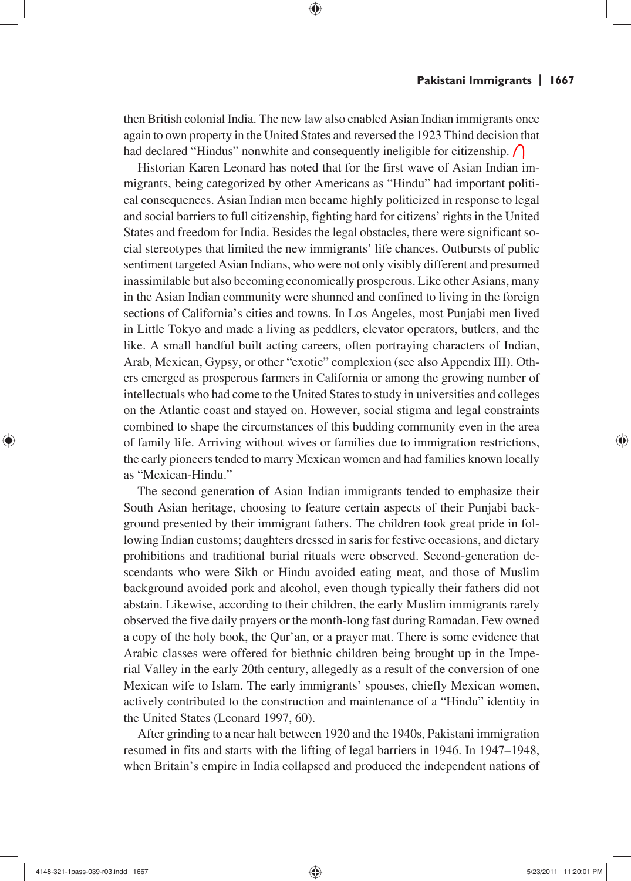then British colonial India. The new law also enabled Asian Indian immigrants once again to own property in the United States and reversed the 1923 Thind decision that had declared "Hindus" nonwhite and consequently ineligible for citizenship.

Historian Karen Leonard has noted that for the first wave of Asian Indian immigrants, being categorized by other Americans as "Hindu" had important political consequences. Asian Indian men became highly politicized in response to legal and social barriers to full citizenship, fighting hard for citizens' rights in the United States and freedom for India. Besides the legal obstacles, there were significant social stereotypes that limited the new immigrants' life chances. Outbursts of public sentiment targeted Asian Indians, who were not only visibly different and presumed inassimilable but also becoming economically prosperous. Like other Asians, many in the Asian Indian community were shunned and confined to living in the foreign sections of California's cities and towns. In Los Angeles, most Punjabi men lived in Little Tokyo and made a living as peddlers, elevator operators, butlers, and the like. A small handful built acting careers, often portraying characters of Indian, Arab, Mexican, Gypsy, or other "exotic" complexion (see also Appendix III). Others emerged as prosperous farmers in California or among the growing number of intellectuals who had come to the United States to study in universities and colleges on the Atlantic coast and stayed on. However, social stigma and legal constraints combined to shape the circumstances of this budding community even in the area of family life. Arriving without wives or families due to immigration restrictions, the early pioneers tended to marry Mexican women and had families known locally as "Mexican-Hindu."

The second generation of Asian Indian immigrants tended to emphasize their South Asian heritage, choosing to feature certain aspects of their Punjabi background presented by their immigrant fathers. The children took great pride in following Indian customs; daughters dressed in saris for festive occasions, and dietary prohibitions and traditional burial rituals were observed. Second-generation descendants who were Sikh or Hindu avoided eating meat, and those of Muslim background avoided pork and alcohol, even though typically their fathers did not abstain. Likewise, according to their children, the early Muslim immigrants rarely observed the five daily prayers or the month-long fast during Ramadan. Few owned a copy of the holy book, the Qur'an, or a prayer mat. There is some evidence that Arabic classes were offered for biethnic children being brought up in the Imperial Valley in the early 20th century, allegedly as a result of the conversion of one Mexican wife to Islam. The early immigrants' spouses, chiefly Mexican women, actively contributed to the construction and maintenance of a "Hindu" identity in the United States (Leonard 1997, 60).

After grinding to a near halt between 1920 and the 1940s, Pakistani immigration resumed in fits and starts with the lifting of legal barriers in 1946. In 1947–1948, when Britain's empire in India collapsed and produced the independent nations of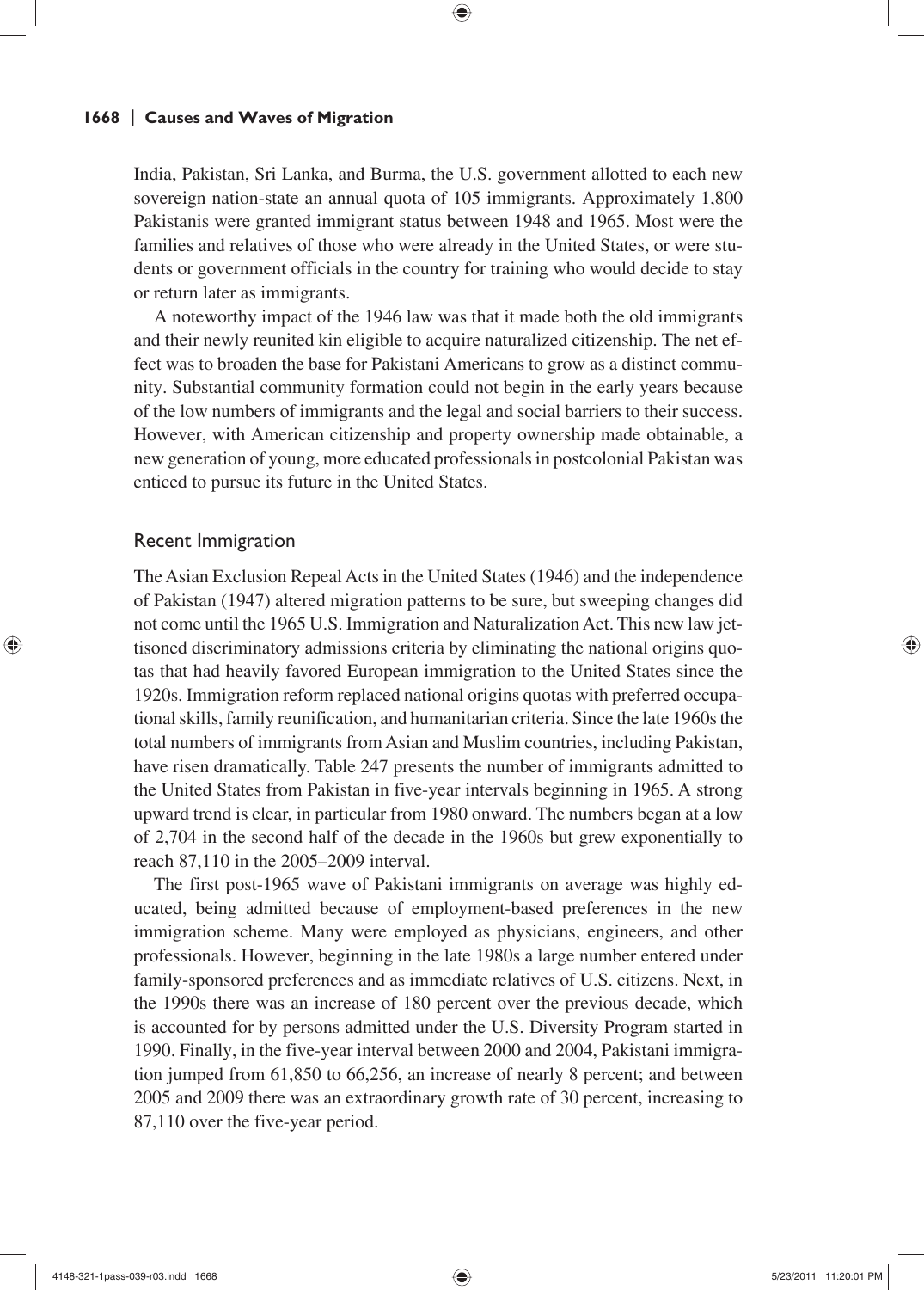India, Pakistan, Sri Lanka, and Burma, the U.S. government allotted to each new sovereign nation-state an annual quota of 105 immigrants. Approximately 1,800 Pakistanis were granted immigrant status between 1948 and 1965. Most were the families and relatives of those who were already in the United States, or were students or government officials in the country for training who would decide to stay or return later as immigrants.

A noteworthy impact of the 1946 law was that it made both the old immigrants and their newly reunited kin eligible to acquire naturalized citizenship. The net effect was to broaden the base for Pakistani Americans to grow as a distinct community. Substantial community formation could not begin in the early years because of the low numbers of immigrants and the legal and social barriers to their success. However, with American citizenship and property ownership made obtainable, a new generation of young, more educated professionals in postcolonial Pakistan was enticed to pursue its future in the United States.

## Recent Immigration

The Asian Exclusion Repeal Acts in the United States (1946) and the independence of Pakistan (1947) altered migration patterns to be sure, but sweeping changes did not come until the 1965 U.S. Immigration and Naturalization Act. This new law jettisoned discriminatory admissions criteria by eliminating the national origins quotas that had heavily favored European immigration to the United States since the 1920s. Immigration reform replaced national origins quotas with preferred occupational skills, family reunification, and humanitarian criteria. Since the late 1960s the total numbers of immigrants from Asian and Muslim countries, including Pakistan, have risen dramatically. Table 247 presents the number of immigrants admitted to the United States from Pakistan in five-year intervals beginning in 1965. A strong upward trend is clear, in particular from 1980 onward. The numbers began at a low of 2,704 in the second half of the decade in the 1960s but grew exponentially to reach 87,110 in the 2005–2009 interval.

The first post-1965 wave of Pakistani immigrants on average was highly educated, being admitted because of employment-based preferences in the new immigration scheme. Many were employed as physicians, engineers, and other professionals. However, beginning in the late 1980s a large number entered under family-sponsored preferences and as immediate relatives of U.S. citizens. Next, in the 1990s there was an increase of 180 percent over the previous decade, which is accounted for by persons admitted under the U.S. Diversity Program started in 1990. Finally, in the five-year interval between 2000 and 2004, Pakistani immigration jumped from 61,850 to 66,256, an increase of nearly 8 percent; and between 2005 and 2009 there was an extraordinary growth rate of 30 percent, increasing to 87,110 over the five-year period.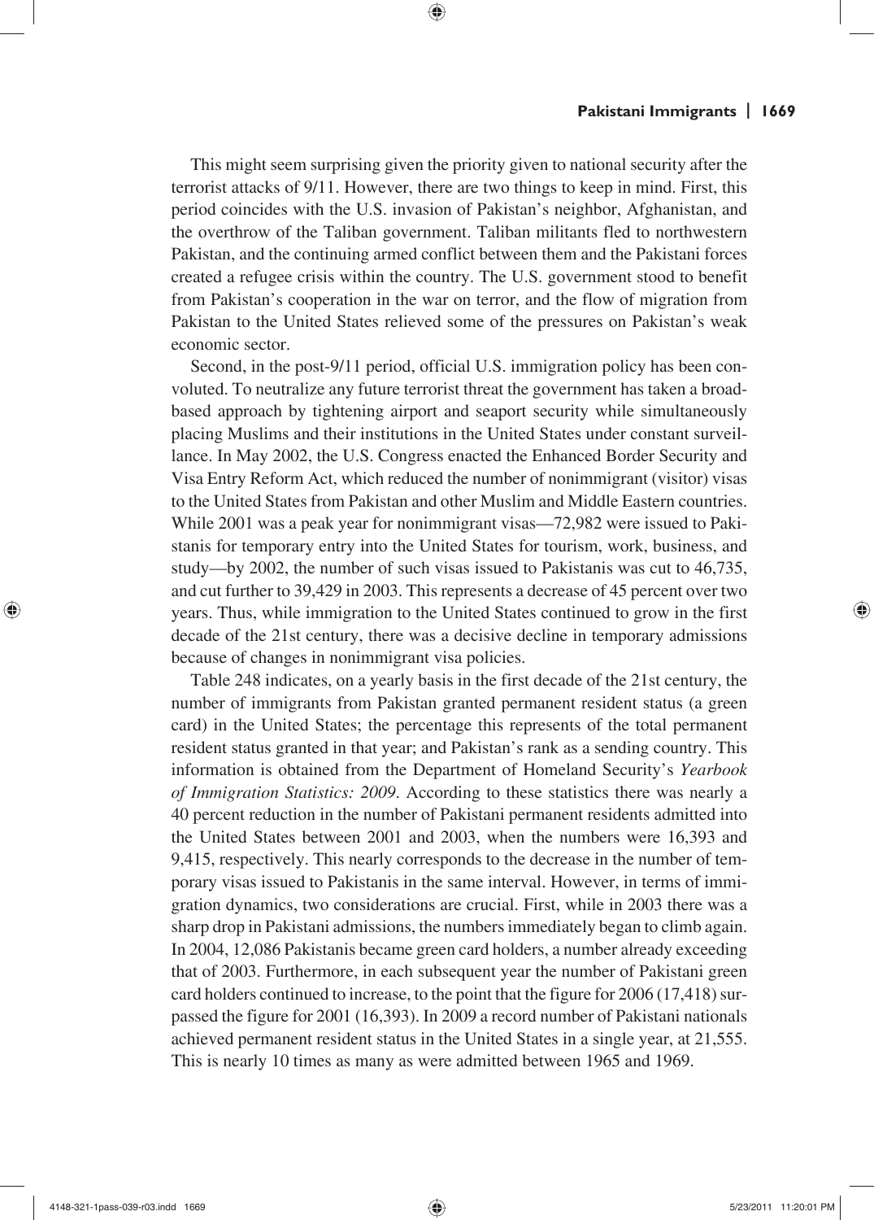This might seem surprising given the priority given to national security after the terrorist attacks of 9/11. However, there are two things to keep in mind. First, this period coincides with the U.S. invasion of Pakistan's neighbor, Afghanistan, and the overthrow of the Taliban government. Taliban militants fled to northwestern Pakistan, and the continuing armed conflict between them and the Pakistani forces created a refugee crisis within the country. The U.S. government stood to benefit from Pakistan's cooperation in the war on terror, and the flow of migration from Pakistan to the United States relieved some of the pressures on Pakistan's weak economic sector.

Second, in the post-9/11 period, official U.S. immigration policy has been convoluted. To neutralize any future terrorist threat the government has taken a broad-based approach by tightening airport and seaport security while simultaneously placing Muslims and their institutions in the United States under constant surveillance. In May 2002, the U.S. Congress enacted the Enhanced Border Security and Visa Entry Reform Act, which reduced the number of nonimmigrant (visitor) visas to the United States from Pakistan and other Muslim and Middle Eastern countries. While 2001 was a peak year for nonimmigrant visas—72,982 were issued to Pakistanis for temporary entry into the United States for tourism, work, business, and study—by 2002, the number of such visas issued to Pakistanis was cut to 46,735, and cut further to 39,429 in 2003. This represents a decrease of 45 percent over two years. Thus, while immigration to the United States continued to grow in the first decade of the 21st century, there was a decisive decline in temporary admissions because of changes in nonimmigrant visa policies.

Table 248 indicates, on a yearly basis in the first decade of the 21st century, the number of immigrants from Pakistan granted permanent resident status (a green card) in the United States; the percentage this represents of the total permanent resident status granted in that year; and Pakistan's rank as a sending country. This information is obtained from the Department of Homeland Security's *Yearbook of Immigration Statistics: 2009*. According to these statistics there was nearly a 40 percent reduction in the number of Pakistani permanent residents admitted into the United States between 2001 and 2003, when the numbers were 16,393 and 9,415, respectively. This nearly corresponds to the decrease in the number of temporary visas issued to Pakistanis in the same interval. However, in terms of immigration dynamics, two considerations are crucial. First, while in 2003 there was a sharp drop in Pakistani admissions, the numbers immediately began to climb again. In 2004, 12,086 Pakistanis became green card holders, a number already exceeding that of 2003. Furthermore, in each subsequent year the number of Pakistani green card holders continued to increase, to the point that the figure for 2006 (17,418) surpassed the figure for 2001 (16,393). In 2009 a record number of Pakistani nationals achieved permanent resident status in the United States in a single year, at 21,555. This is nearly 10 times as many as were admitted between 1965 and 1969.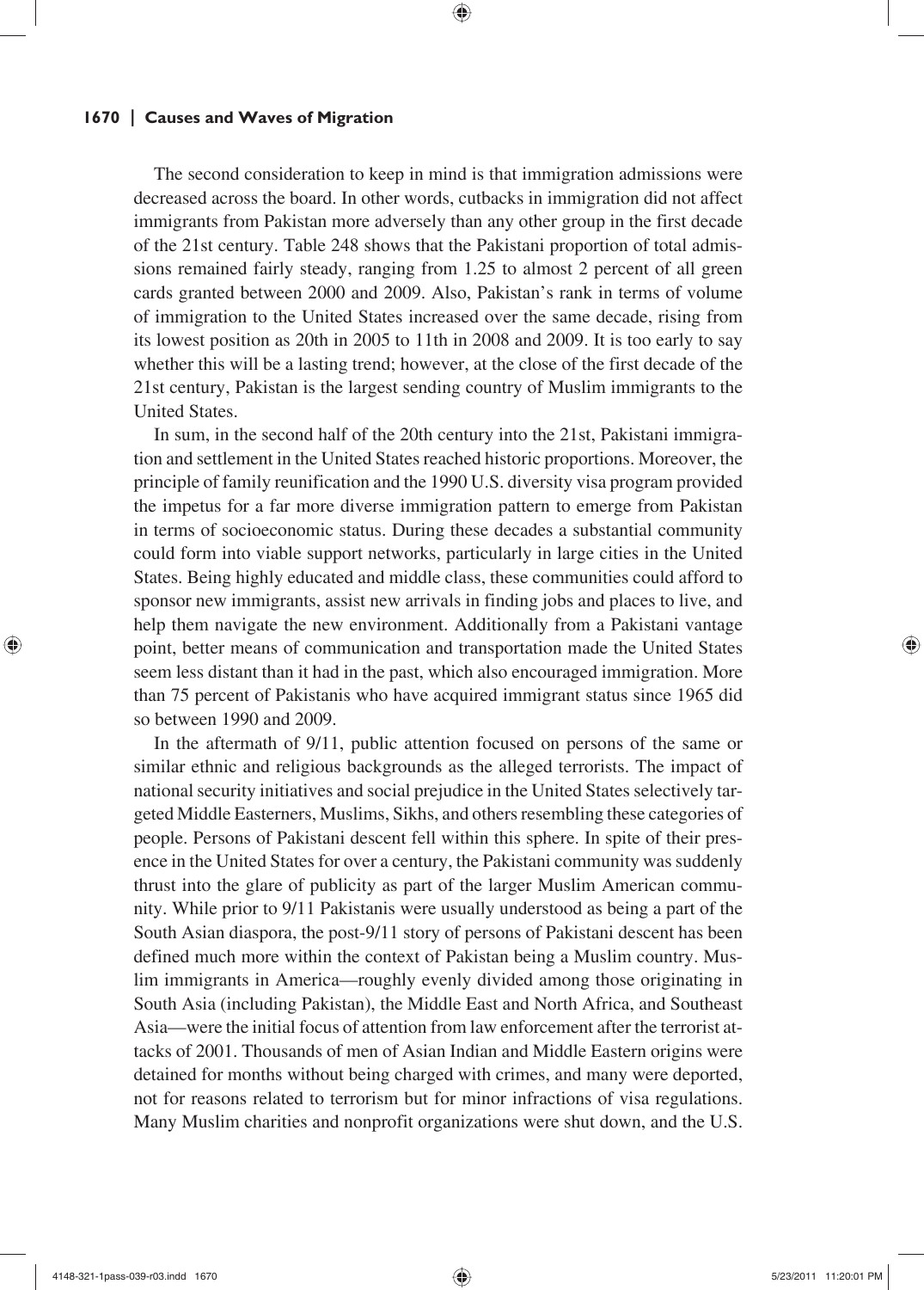The second consideration to keep in mind is that immigration admissions were decreased across the board. In other words, cutbacks in immigration did not affect immigrants from Pakistan more adversely than any other group in the first decade of the 21st century. Table 248 shows that the Pakistani proportion of total admissions remained fairly steady, ranging from 1.25 to almost 2 percent of all green cards granted between 2000 and 2009. Also, Pakistan's rank in terms of volume of immigration to the United States increased over the same decade, rising from its lowest position as 20th in 2005 to 11th in 2008 and 2009. It is too early to say whether this will be a lasting trend; however, at the close of the first decade of the 21st century, Pakistan is the largest sending country of Muslim immigrants to the United States.

In sum, in the second half of the 20th century into the 21st, Pakistani immigration and settlement in the United States reached historic proportions. Moreover, the principle of family reunification and the 1990 U.S. diversity visa program provided the impetus for a far more diverse immigration pattern to emerge from Pakistan in terms of socioeconomic status. During these decades a substantial community could form into viable support networks, particularly in large cities in the United States. Being highly educated and middle class, these communities could afford to sponsor new immigrants, assist new arrivals in finding jobs and places to live, and help them navigate the new environment. Additionally from a Pakistani vantage point, better means of communication and transportation made the United States seem less distant than it had in the past, which also encouraged immigration. More than 75 percent of Pakistanis who have acquired immigrant status since 1965 did so between 1990 and 2009.

In the aftermath of 9/11, public attention focused on persons of the same or similar ethnic and religious backgrounds as the alleged terrorists. The impact of national security initiatives and social prejudice in the United States selectively targeted Middle Easterners, Muslims, Sikhs, and others resembling these categories of people. Persons of Pakistani descent fell within this sphere. In spite of their presence in the United States for over a century, the Pakistani community was suddenly thrust into the glare of publicity as part of the larger Muslim American community. While prior to 9/11 Pakistanis were usually understood as being a part of the South Asian diaspora, the post-9/11 story of persons of Pakistani descent has been defined much more within the context of Pakistan being a Muslim country. Muslim immigrants in America—roughly evenly divided among those originating in South Asia (including Pakistan), the Middle East and North Africa, and Southeast Asia—were the initial focus of attention from law enforcement after the terrorist attacks of 2001. Thousands of men of Asian Indian and Middle Eastern origins were detained for months without being charged with crimes, and many were deported, not for reasons related to terrorism but for minor infractions of visa regulations. Many Muslim charities and nonprofit organizations were shut down, and the U.S.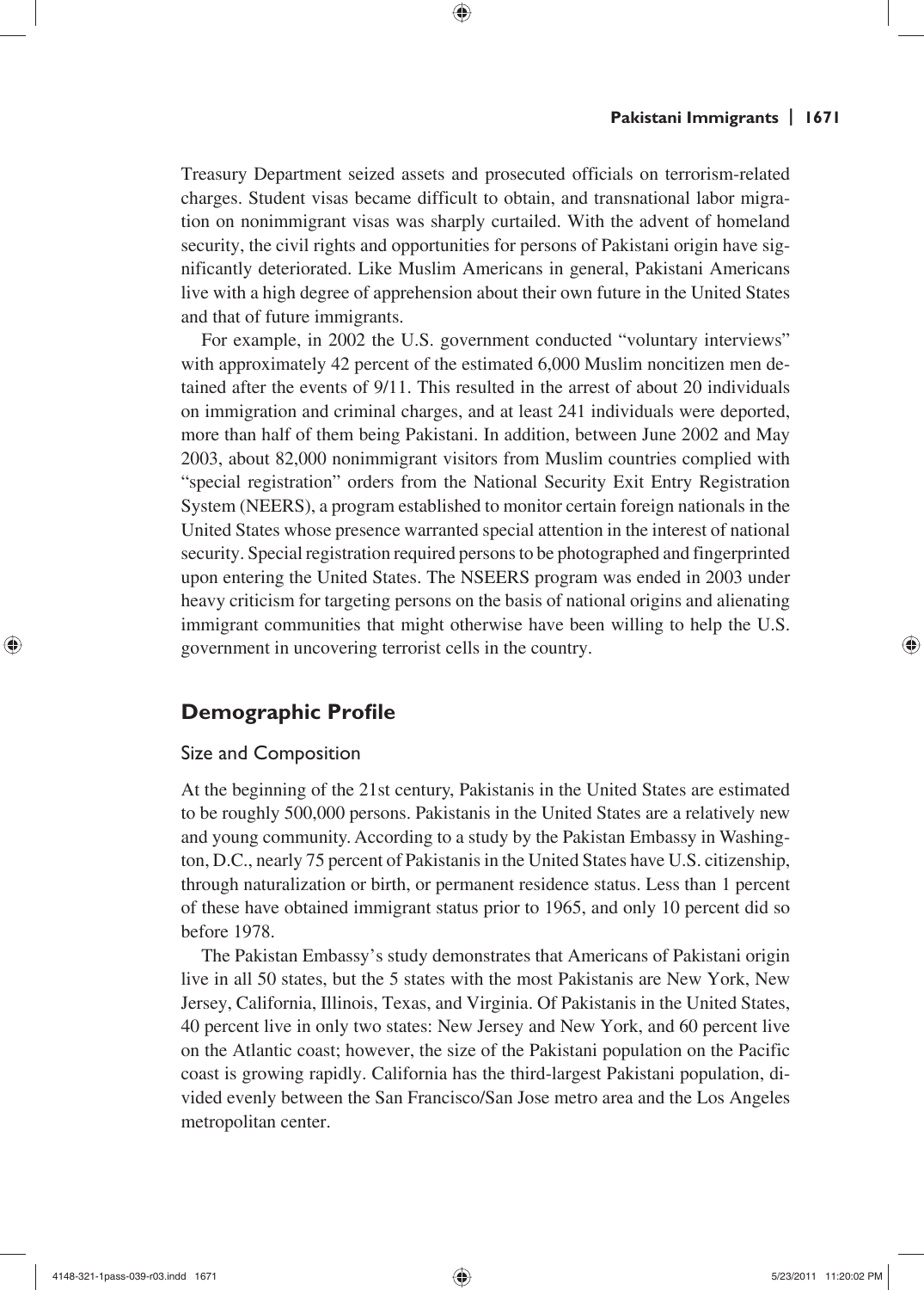Treasury Department seized assets and prosecuted officials on terrorism-related charges. Student visas became difficult to obtain, and transnational labor migration on nonimmigrant visas was sharply curtailed. With the advent of homeland security, the civil rights and opportunities for persons of Pakistani origin have significantly deteriorated. Like Muslim Americans in general, Pakistani Americans live with a high degree of apprehension about their own future in the United States and that of future immigrants.

For example, in 2002 the U.S. government conducted "voluntary interviews" with approximately 42 percent of the estimated 6,000 Muslim noncitizen men detained after the events of 9/11. This resulted in the arrest of about 20 individuals on immigration and criminal charges, and at least 241 individuals were deported, more than half of them being Pakistani. In addition, between June 2002 and May 2003, about 82,000 nonimmigrant visitors from Muslim countries complied with "special registration" orders from the National Security Exit Entry Registration System (NEERS), a program established to monitor certain foreign nationals in the United States whose presence warranted special attention in the interest of national security. Special registration required persons to be photographed and fingerprinted upon entering the United States. The NSEERS program was ended in 2003 under heavy criticism for targeting persons on the basis of national origins and alienating immigrant communities that might otherwise have been willing to help the U.S. government in uncovering terrorist cells in the country.

## Demographic Profile

### Size and Composition

At the beginning of the 21st century, Pakistanis in the United States are estimated to be roughly 500,000 persons. Pakistanis in the United States are a relatively new and young community. According to a study by the Pakistan Embassy in Washington, D.C., nearly 75 percent of Pakistanis in the United States have U.S. citizenship, through naturalization or birth, or permanent residence status. Less than 1 percent of these have obtained immigrant status prior to 1965, and only 10 percent did so before 1978.

The Pakistan Embassy's study demonstrates that Americans of Pakistani origin live in all 50 states, but the 5 states with the most Pakistanis are New York, New Jersey, California, Illinois, Texas, and Virginia. Of Pakistanis in the United States, 40 percent live in only two states: New Jersey and New York, and 60 percent live on the Atlantic coast; however, the size of the Pakistani population on the Pacific coast is growing rapidly. California has the third-largest Pakistani population, divided evenly between the San Francisco/San Jose metro area and the Los Angeles metropolitan center.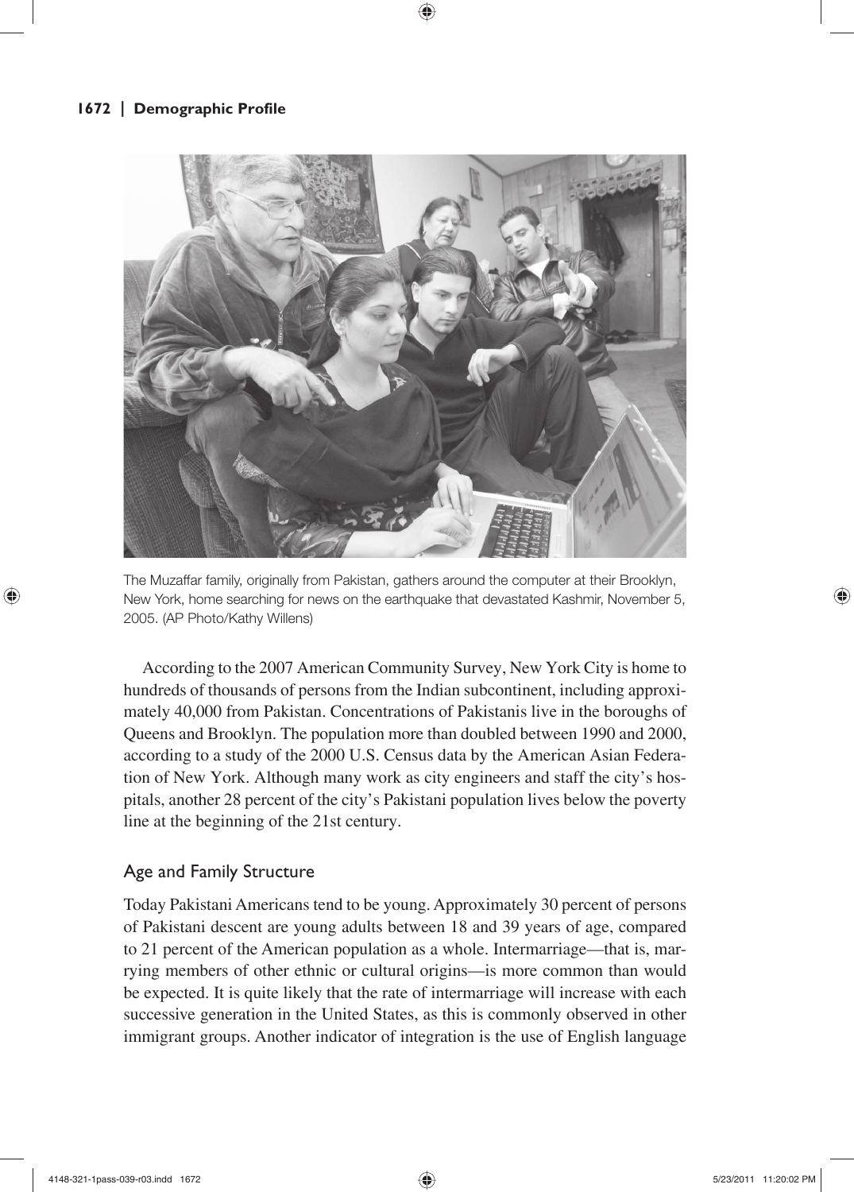The Muzaffar family, originally from Pakistan, gathers around the computer at their Brooklyn, New York, home searching for news on the earthquake that devastated Kashmir, November 5, 2005. (AP Photo/Kathy Willens)

According to the 2007 American Community Survey, New York City is home to hundreds of thousands of persons from the Indian subcontinent, including approximately 40,000 from Pakistan. Concentrations of Pakistanis live in the boroughs of Queens and Brooklyn. The population more than doubled between 1990 and 2000, according to a study of the 2000 U.S. Census data by the American Asian Federation of New York. Although many work as city engineers and staff the city's hospitals, another 28 percent of the city's Pakistani population lives below the poverty line at the beginning of the 21st century.

## Age and Family Structure

Today Pakistani Americans tend to be young. Approximately 30 percent of persons of Pakistani descent are young adults between 18 and 39 years of age, compared to 21 percent of the American population as a whole. Intermarriage—that is, marrying members of other ethnic or cultural origins—is more common than would be expected. It is quite likely that the rate of intermarriage will increase with each successive generation in the United States, as this is commonly observed in other immigrant groups. Another indicator of integration is the use of English language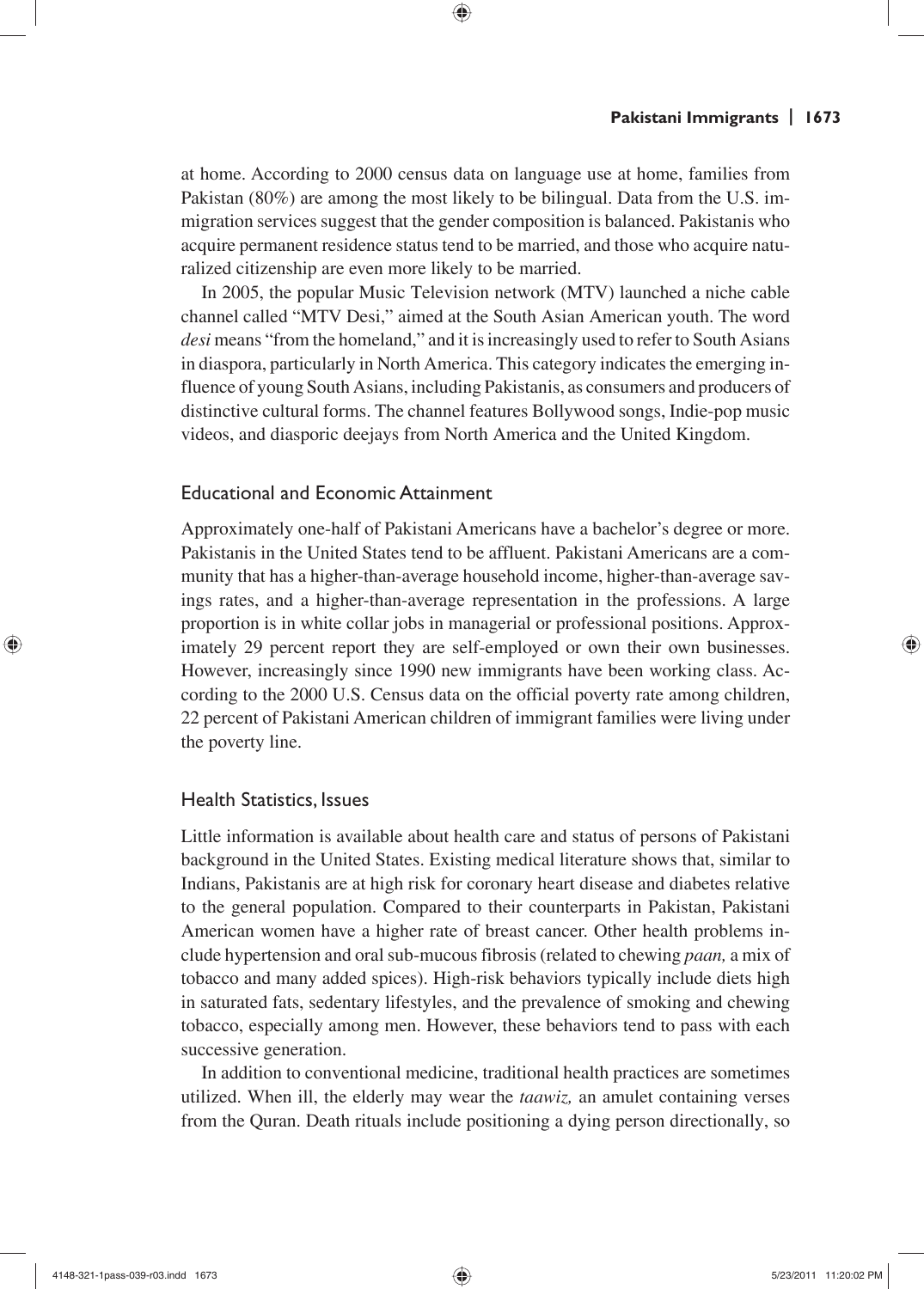at home. According to 2000 census data on language use at home, families from Pakistan (80%) are among the most likely to be bilingual. Data from the U.S. immigration services suggest that the gender composition is balanced. Pakistanis who acquire permanent residence status tend to be married, and those who acquire naturalized citizenship are even more likely to be married.

In 2005, the popular Music Television network (MTV) launched a niche cable channel called "MTV Desi," aimed at the South Asian American youth. The word *desi* means "from the homeland," and it is increasingly used to refer to South Asians in diaspora, particularly in North America. This category indicates the emerging influence of young South Asians, including Pakistanis, as consumers and producers of distinctive cultural forms. The channel features Bollywood songs, Indie-pop music videos, and diasporic deejays from North America and the United Kingdom.

### Educational and Economic Attainment

Approximately one-half of Pakistani Americans have a bachelor's degree or more. Pakistanis in the United States tend to be affluent. Pakistani Americans are a community that has a higher-than-average household income, higher-than-average savings rates, and a higher-than-average representation in the professions. A large proportion is in white collar jobs in managerial or professional positions. Approximately 29 percent report they are self-employed or own their own businesses. However, increasingly since 1990 new immigrants have been working class. According to the 2000 U.S. Census data on the official poverty rate among children, 22 percent of Pakistani American children of immigrant families were living under the poverty line.

### Health Statistics, Issues

Little information is available about health care and status of persons of Pakistani background in the United States. Existing medical literature shows that, similar to Indians, Pakistanis are at high risk for coronary heart disease and diabetes relative to the general population. Compared to their counterparts in Pakistan, Pakistani American women have a higher rate of breast cancer. Other health problems include hypertension and oral sub-mucous fibrosis (related to chewing *paan,* a mix of tobacco and many added spices). High-risk behaviors typically include diets high in saturated fats, sedentary lifestyles, and the prevalence of smoking and chewing tobacco, especially among men. However, these behaviors tend to pass with each successive generation.

In addition to conventional medicine, traditional health practices are sometimes utilized. When ill, the elderly may wear the *taawiz,* an amulet containing verses from the Quran. Death rituals include positioning a dying person directionally, so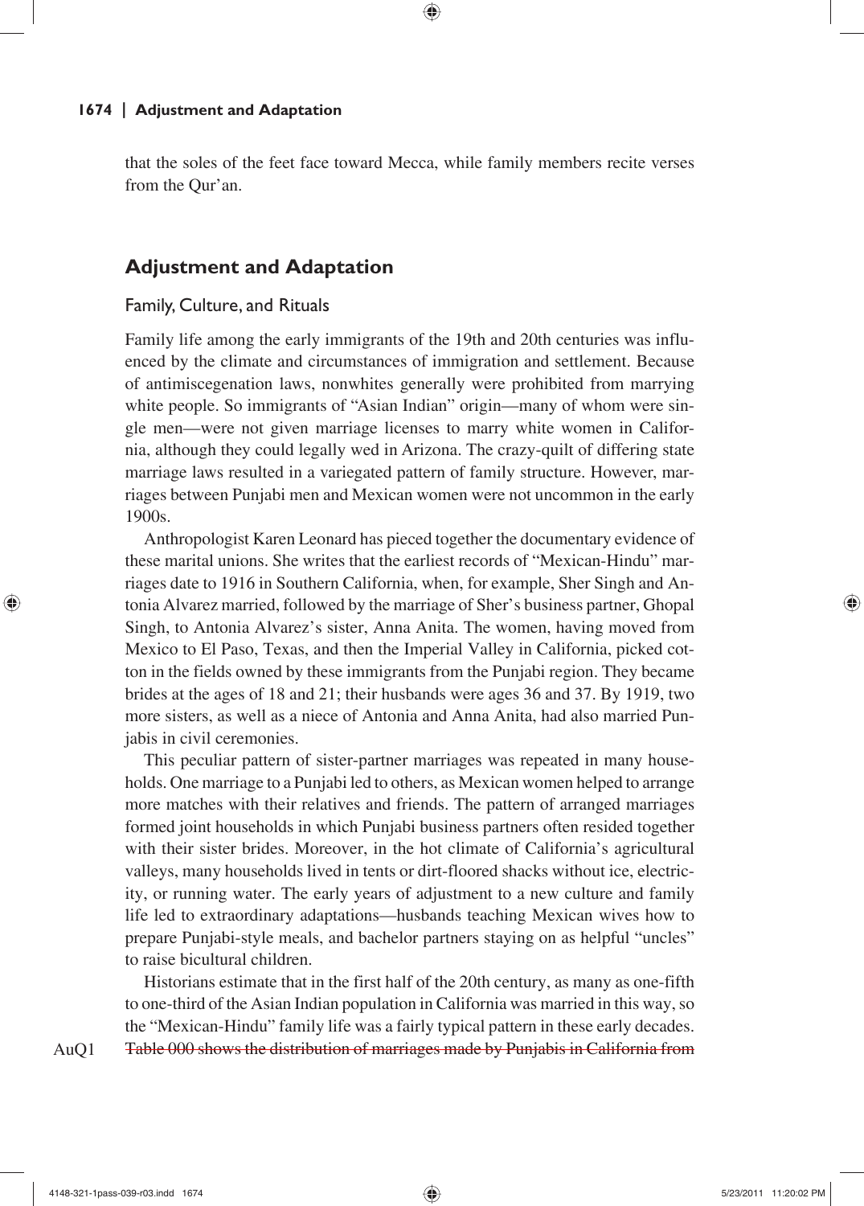that the soles of the feet face toward Mecca, while family members recite verses from the Qur'an.

## Adjustment and Adaptation

### Family, Culture, and Rituals

Family life among the early immigrants of the 19th and 20th centuries was influenced by the climate and circumstances of immigration and settlement. Because of antimiscegenation laws, nonwhites generally were prohibited from marrying white people. So immigrants of "Asian Indian" origin—many of whom were single men—were not given marriage licenses to marry white women in California, although they could legally wed in Arizona. The crazy-quilt of differing state marriage laws resulted in a variegated pattern of family structure. However, marriages between Punjabi men and Mexican women were not uncommon in the early 1900s.

Anthropologist Karen Leonard has pieced together the documentary evidence of these marital unions. She writes that the earliest records of "Mexican-Hindu" marriages date to 1916 in Southern California, when, for example, Sher Singh and Antonia Alvarez married, followed by the marriage of Sher's business partner, Ghopal Singh, to Antonia Alvarez's sister, Anna Anita. The women, having moved from Mexico to El Paso, Texas, and then the Imperial Valley in California, picked cotton in the fields owned by these immigrants from the Punjabi region. They became brides at the ages of 18 and 21; their husbands were ages 36 and 37. By 1919, two more sisters, as well as a niece of Antonia and Anna Anita, had also married Punjabis in civil ceremonies.

This peculiar pattern of sister-partner marriages was repeated in many households. One marriage to a Punjabi led to others, as Mexican women helped to arrange more matches with their relatives and friends. The pattern of arranged marriages formed joint households in which Punjabi business partners often resided together with their sister brides. Moreover, in the hot climate of California's agricultural valleys, many households lived in tents or dirt-floored shacks without ice, electricity, or running water. The early years of adjustment to a new culture and family life led to extraordinary adaptations—husbands teaching Mexican wives how to prepare Punjabi-style meals, and bachelor partners staying on as helpful "uncles" to raise bicultural children.

Historians estimate that in the first half of the 20th century, as many as one-fifth to one-third of the Asian Indian population in California was married in this way, so the "Mexican-Hindu" family life was a fairly typical pattern in these early decades. ~~Table 000 shows the distribution of marriages made by Punjabis in California from~~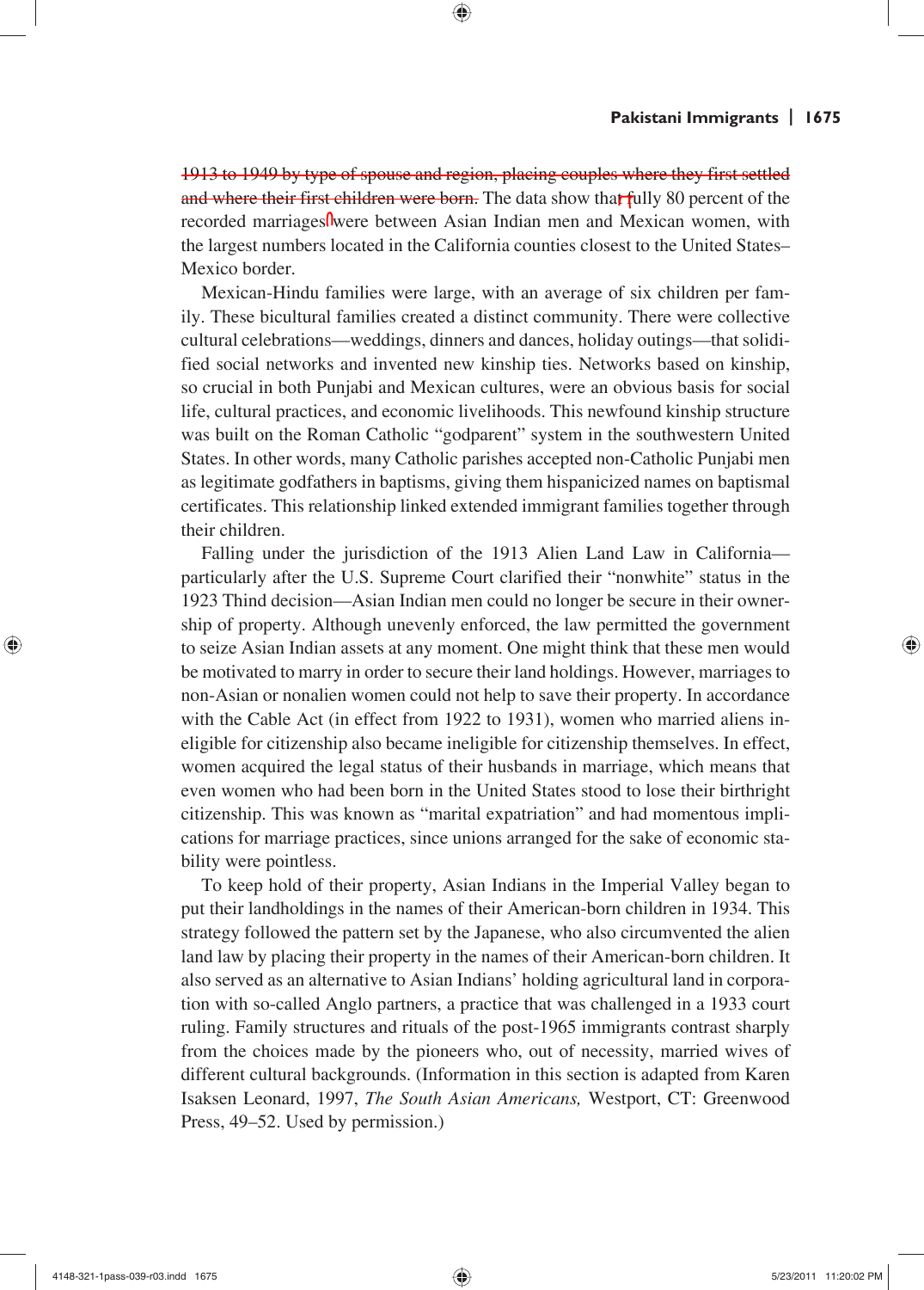~~1913 to 1949 by type of spouse and region, placing couples where they first settled and where their first children were born.~~ The data show that fully 80 percent of the recorded marriages were between Asian Indian men and Mexican women, with the largest numbers located in the California counties closest to the United States–Mexico border.

Mexican-Hindu families were large, with an average of six children per family. These bicultural families created a distinct community. There were collective cultural celebrations—weddings, dinners and dances, holiday outings—that solidified social networks and invented new kinship ties. Networks based on kinship, so crucial in both Punjabi and Mexican cultures, were an obvious basis for social life, cultural practices, and economic livelihoods. This newfound kinship structure was built on the Roman Catholic "godparent" system in the southwestern United States. In other words, many Catholic parishes accepted non-Catholic Punjabi men as legitimate godfathers in baptisms, giving them hispanicized names on baptismal certificates. This relationship linked extended immigrant families together through their children.

Falling under the jurisdiction of the 1913 Alien Land Law in California—particularly after the U.S. Supreme Court clarified their "nonwhite" status in the 1923 Thind decision—Asian Indian men could no longer be secure in their ownership of property. Although unevenly enforced, the law permitted the government to seize Asian Indian assets at any moment. One might think that these men would be motivated to marry in order to secure their land holdings. However, marriages to non-Asian or nonalien women could not help to save their property. In accordance with the Cable Act (in effect from 1922 to 1931), women who married aliens ineligible for citizenship also became ineligible for citizenship themselves. In effect, women acquired the legal status of their husbands in marriage, which means that even women who had been born in the United States stood to lose their birthright citizenship. This was known as "marital expatriation" and had momentous implications for marriage practices, since unions arranged for the sake of economic stability were pointless.

To keep hold of their property, Asian Indians in the Imperial Valley began to put their landholdings in the names of their American-born children in 1934. This strategy followed the pattern set by the Japanese, who also circumvented the alien land law by placing their property in the names of their American-born children. It also served as an alternative to Asian Indians' holding agricultural land in corporation with so-called Anglo partners, a practice that was challenged in a 1933 court ruling. Family structures and rituals of the post-1965 immigrants contrast sharply from the choices made by the pioneers who, out of necessity, married wives of different cultural backgrounds. (Information in this section is adapted from Karen Isaksen Leonard, 1997, *The South Asian Americans,* Westport, CT: Greenwood Press, 49–52. Used by permission.)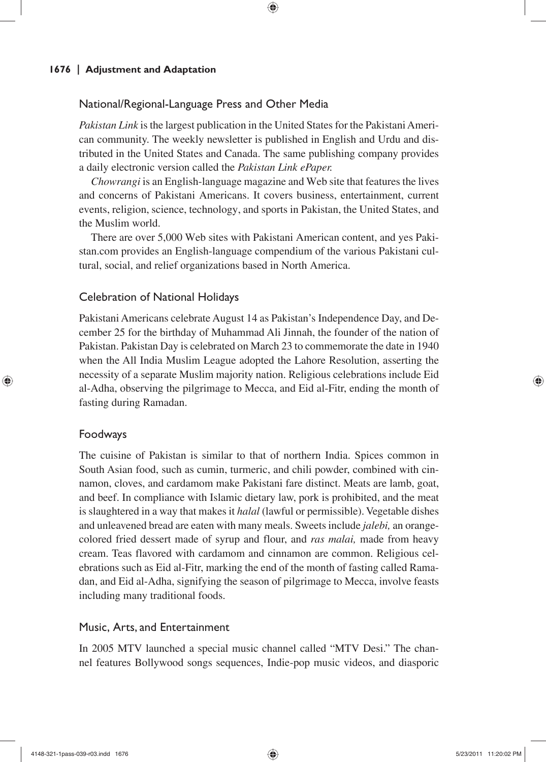## National/Regional-Language Press and Other Media

*Pakistan Link* is the largest publication in the United States for the Pakistani American community. The weekly newsletter is published in English and Urdu and distributed in the United States and Canada. The same publishing company provides a daily electronic version called the *Pakistan Link ePaper.*

*Chowrangi* is an English-language magazine and Web site that features the lives and concerns of Pakistani Americans. It covers business, entertainment, current events, religion, science, technology, and sports in Pakistan, the United States, and the Muslim world.

There are over 5,000 Web sites with Pakistani American content, and yes Pakistan.com provides an English-language compendium of the various Pakistani cultural, social, and relief organizations based in North America.

## Celebration of National Holidays

Pakistani Americans celebrate August 14 as Pakistan's Independence Day, and December 25 for the birthday of Muhammad Ali Jinnah, the founder of the nation of Pakistan. Pakistan Day is celebrated on March 23 to commemorate the date in 1940 when the All India Muslim League adopted the Lahore Resolution, asserting the necessity of a separate Muslim majority nation. Religious celebrations include Eid al-Adha, observing the pilgrimage to Mecca, and Eid al-Fitr, ending the month of fasting during Ramadan.

## Foodways

The cuisine of Pakistan is similar to that of northern India. Spices common in South Asian food, such as cumin, turmeric, and chili powder, combined with cinnamon, cloves, and cardamom make Pakistani fare distinct. Meats are lamb, goat, and beef. In compliance with Islamic dietary law, pork is prohibited, and the meat is slaughtered in a way that makes it *halal* (lawful or permissible). Vegetable dishes and unleavened bread are eaten with many meals. Sweets include *jalebi,* an orange-colored fried dessert made of syrup and flour, and *ras malai,* made from heavy cream. Teas flavored with cardamom and cinnamon are common. Religious celebrations such as Eid al-Fitr, marking the end of the month of fasting called Ramadan, and Eid al-Adha, signifying the season of pilgrimage to Mecca, involve feasts including many traditional foods.

## Music, Arts, and Entertainment

In 2005 MTV launched a special music channel called "MTV Desi." The channel features Bollywood songs sequences, Indie-pop music videos, and diasporic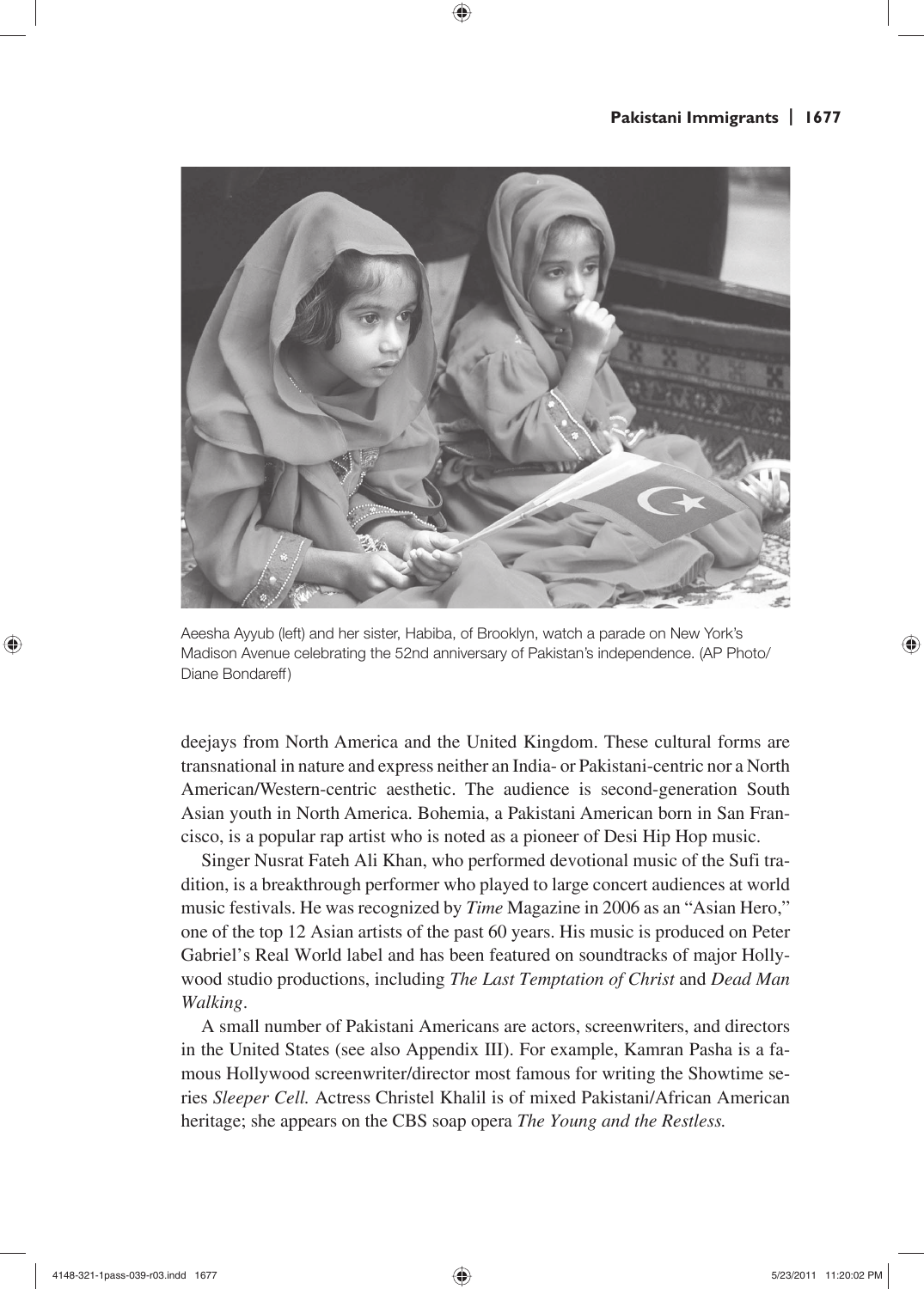Aeesha Ayyub (left) and her sister, Habiba, of Brooklyn, watch a parade on New York's Madison Avenue celebrating the 52nd anniversary of Pakistan's independence. (AP Photo/ Diane Bondareff)

deejays from North America and the United Kingdom. These cultural forms are transnational in nature and express neither an India- or Pakistani-centric nor a North American/Western-centric aesthetic. The audience is second-generation South Asian youth in North America. Bohemia, a Pakistani American born in San Francisco, is a popular rap artist who is noted as a pioneer of Desi Hip Hop music.

Singer Nusrat Fateh Ali Khan, who performed devotional music of the Sufi tradition, is a breakthrough performer who played to large concert audiences at world music festivals. He was recognized by *Time* Magazine in 2006 as an "Asian Hero," one of the top 12 Asian artists of the past 60 years. His music is produced on Peter Gabriel's Real World label and has been featured on soundtracks of major Hollywood studio productions, including *The Last Temptation of Christ* and *Dead Man Walking*.

A small number of Pakistani Americans are actors, screenwriters, and directors in the United States (see also Appendix III). For example, Kamran Pasha is a famous Hollywood screenwriter/director most famous for writing the Showtime series *Sleeper Cell.* Actress Christel Khalil is of mixed Pakistani/African American heritage; she appears on the CBS soap opera *The Young and the Restless.*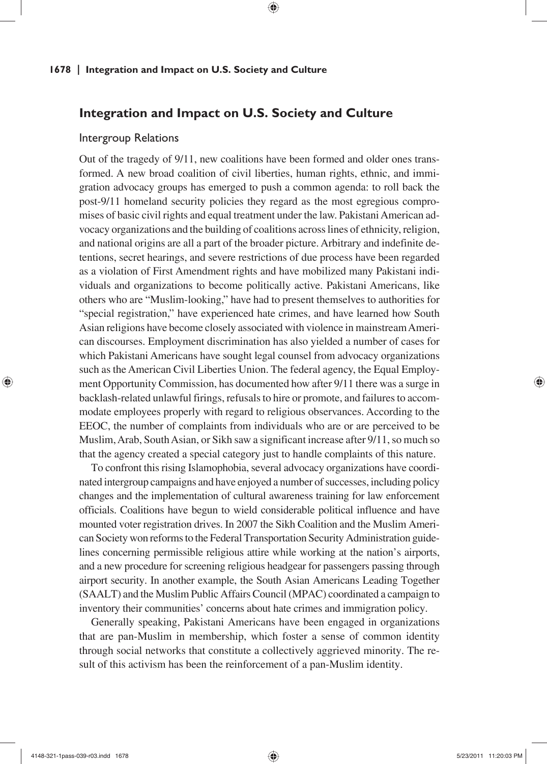## Integration and Impact on U.S. Society and Culture

### Intergroup Relations

Out of the tragedy of 9/11, new coalitions have been formed and older ones transformed. A new broad coalition of civil liberties, human rights, ethnic, and immigration advocacy groups has emerged to push a common agenda: to roll back the post-9/11 homeland security policies they regard as the most egregious compromises of basic civil rights and equal treatment under the law. Pakistani American advocacy organizations and the building of coalitions across lines of ethnicity, religion, and national origins are all a part of the broader picture. Arbitrary and indefinite detentions, secret hearings, and severe restrictions of due process have been regarded as a violation of First Amendment rights and have mobilized many Pakistani individuals and organizations to become politically active. Pakistani Americans, like others who are "Muslim-looking," have had to present themselves to authorities for "special registration," have experienced hate crimes, and have learned how South Asian religions have become closely associated with violence in mainstream American discourses. Employment discrimination has also yielded a number of cases for which Pakistani Americans have sought legal counsel from advocacy organizations such as the American Civil Liberties Union. The federal agency, the Equal Employment Opportunity Commission, has documented how after 9/11 there was a surge in backlash-related unlawful firings, refusals to hire or promote, and failures to accommodate employees properly with regard to religious observances. According to the EEOC, the number of complaints from individuals who are or are perceived to be Muslim, Arab, South Asian, or Sikh saw a significant increase after 9/11, so much so that the agency created a special category just to handle complaints of this nature.

To confront this rising Islamophobia, several advocacy organizations have coordinated intergroup campaigns and have enjoyed a number of successes, including policy changes and the implementation of cultural awareness training for law enforcement officials. Coalitions have begun to wield considerable political influence and have mounted voter registration drives. In 2007 the Sikh Coalition and the Muslim American Society won reforms to the Federal Transportation Security Administration guidelines concerning permissible religious attire while working at the nation's airports, and a new procedure for screening religious headgear for passengers passing through airport security. In another example, the South Asian Americans Leading Together (SAALT) and the Muslim Public Affairs Council (MPAC) coordinated a campaign to inventory their communities' concerns about hate crimes and immigration policy.

Generally speaking, Pakistani Americans have been engaged in organizations that are pan-Muslim in membership, which foster a sense of common identity through social networks that constitute a collectively aggrieved minority. The result of this activism has been the reinforcement of a pan-Muslim identity.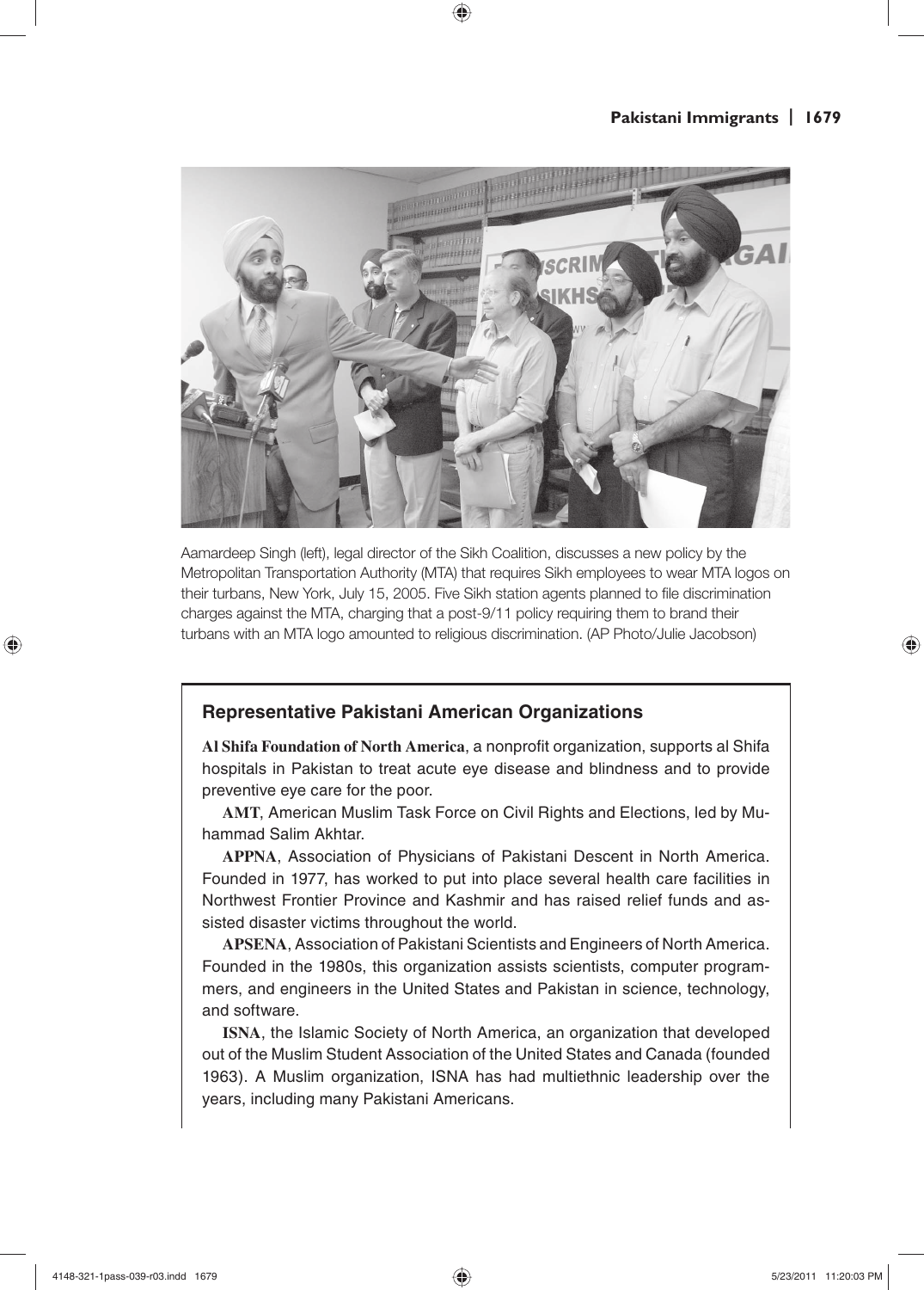Aamardeep Singh (left), legal director of the Sikh Coalition, discusses a new policy by the Metropolitan Transportation Authority (MTA) that requires Sikh employees to wear MTA logos on their turbans, New York, July 15, 2005. Five Sikh station agents planned to file discrimination charges against the MTA, charging that a post-9/11 policy requiring them to brand their turbans with an MTA logo amounted to religious discrimination. (AP Photo/Julie Jacobson)

## Representative Pakistani American Organizations

**Al Shifa Foundation of North America**, a nonprofit organization, supports al Shifa hospitals in Pakistan to treat acute eye disease and blindness and to provide preventive eye care for the poor.

**AMT**, American Muslim Task Force on Civil Rights and Elections, led by Muhammad Salim Akhtar.

**APPNA**, Association of Physicians of Pakistani Descent in North America. Founded in 1977, has worked to put into place several health care facilities in Northwest Frontier Province and Kashmir and has raised relief funds and assisted disaster victims throughout the world.

**APSENA**, Association of Pakistani Scientists and Engineers of North America. Founded in the 1980s, this organization assists scientists, computer programmers, and engineers in the United States and Pakistan in science, technology, and software.

**ISNA**, the Islamic Society of North America, an organization that developed out of the Muslim Student Association of the United States and Canada (founded 1963). A Muslim organization, ISNA has had multiethnic leadership over the years, including many Pakistani Americans.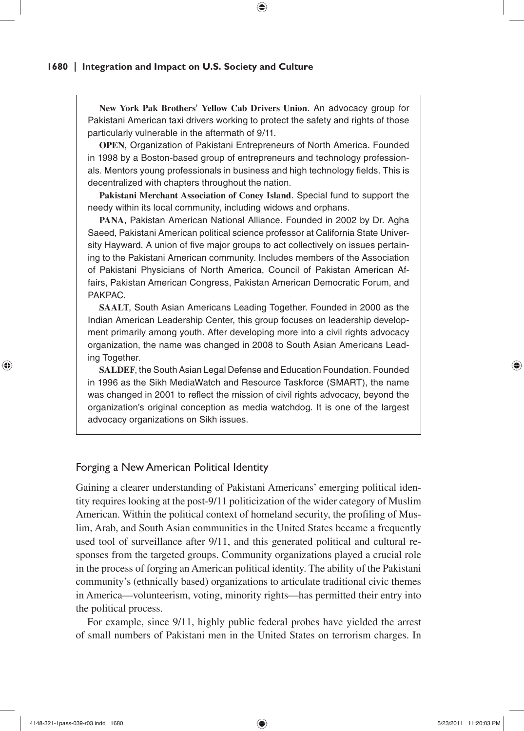**New York Pak Brothers' Yellow Cab Drivers Union**. An advocacy group for Pakistani American taxi drivers working to protect the safety and rights of those particularly vulnerable in the aftermath of 9/11.

**OPEN**, Organization of Pakistani Entrepreneurs of North America. Founded in 1998 by a Boston-based group of entrepreneurs and technology professionals. Mentors young professionals in business and high technology fields. This is decentralized with chapters throughout the nation.

**Pakistani Merchant Association of Coney Island**. Special fund to support the needy within its local community, including widows and orphans.

**PANA**, Pakistan American National Alliance. Founded in 2002 by Dr. Agha Saeed, Pakistani American political science professor at California State University Hayward. A union of five major groups to act collectively on issues pertaining to the Pakistani American community. Includes members of the Association of Pakistani Physicians of North America, Council of Pakistan American Affairs, Pakistan American Congress, Pakistan American Democratic Forum, and PAKPAC.

**SAALT**, South Asian Americans Leading Together. Founded in 2000 as the Indian American Leadership Center, this group focuses on leadership development primarily among youth. After developing more into a civil rights advocacy organization, the name was changed in 2008 to South Asian Americans Leading Together.

**SALDEF**, the South Asian Legal Defense and Education Foundation. Founded in 1996 as the Sikh MediaWatch and Resource Taskforce (SMART), the name was changed in 2001 to reflect the mission of civil rights advocacy, beyond the organization's original conception as media watchdog. It is one of the largest advocacy organizations on Sikh issues.

## Forging a New American Political Identity

Gaining a clearer understanding of Pakistani Americans' emerging political identity requires looking at the post-9/11 politicization of the wider category of Muslim American. Within the political context of homeland security, the profiling of Muslim, Arab, and South Asian communities in the United States became a frequently used tool of surveillance after 9/11, and this generated political and cultural responses from the targeted groups. Community organizations played a crucial role in the process of forging an American political identity. The ability of the Pakistani community's (ethnically based) organizations to articulate traditional civic themes in America—volunteerism, voting, minority rights—has permitted their entry into the political process.

For example, since 9/11, highly public federal probes have yielded the arrest of small numbers of Pakistani men in the United States on terrorism charges. In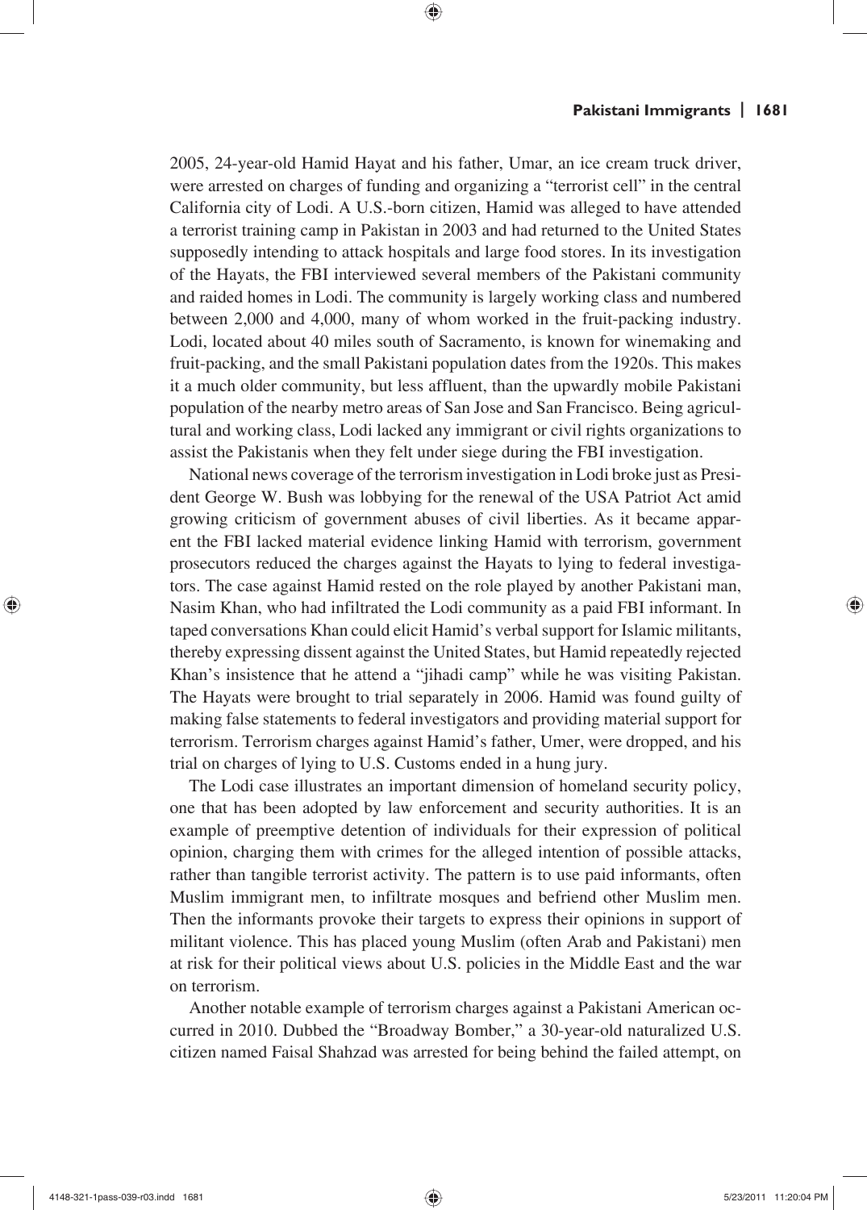2005, 24-year-old Hamid Hayat and his father, Umar, an ice cream truck driver, were arrested on charges of funding and organizing a "terrorist cell" in the central California city of Lodi. A U.S.-born citizen, Hamid was alleged to have attended a terrorist training camp in Pakistan in 2003 and had returned to the United States supposedly intending to attack hospitals and large food stores. In its investigation of the Hayats, the FBI interviewed several members of the Pakistani community and raided homes in Lodi. The community is largely working class and numbered between 2,000 and 4,000, many of whom worked in the fruit-packing industry. Lodi, located about 40 miles south of Sacramento, is known for winemaking and fruit-packing, and the small Pakistani population dates from the 1920s. This makes it a much older community, but less affluent, than the upwardly mobile Pakistani population of the nearby metro areas of San Jose and San Francisco. Being agricultural and working class, Lodi lacked any immigrant or civil rights organizations to assist the Pakistanis when they felt under siege during the FBI investigation.

National news coverage of the terrorism investigation in Lodi broke just as President George W. Bush was lobbying for the renewal of the USA Patriot Act amid growing criticism of government abuses of civil liberties. As it became apparent the FBI lacked material evidence linking Hamid with terrorism, government prosecutors reduced the charges against the Hayats to lying to federal investigators. The case against Hamid rested on the role played by another Pakistani man, Nasim Khan, who had infiltrated the Lodi community as a paid FBI informant. In taped conversations Khan could elicit Hamid's verbal support for Islamic militants, thereby expressing dissent against the United States, but Hamid repeatedly rejected Khan's insistence that he attend a "jihadi camp" while he was visiting Pakistan. The Hayats were brought to trial separately in 2006. Hamid was found guilty of making false statements to federal investigators and providing material support for terrorism. Terrorism charges against Hamid's father, Umer, were dropped, and his trial on charges of lying to U.S. Customs ended in a hung jury.

The Lodi case illustrates an important dimension of homeland security policy, one that has been adopted by law enforcement and security authorities. It is an example of preemptive detention of individuals for their expression of political opinion, charging them with crimes for the alleged intention of possible attacks, rather than tangible terrorist activity. The pattern is to use paid informants, often Muslim immigrant men, to infiltrate mosques and befriend other Muslim men. Then the informants provoke their targets to express their opinions in support of militant violence. This has placed young Muslim (often Arab and Pakistani) men at risk for their political views about U.S. policies in the Middle East and the war on terrorism.

Another notable example of terrorism charges against a Pakistani American occurred in 2010. Dubbed the "Broadway Bomber," a 30-year-old naturalized U.S. citizen named Faisal Shahzad was arrested for being behind the failed attempt, on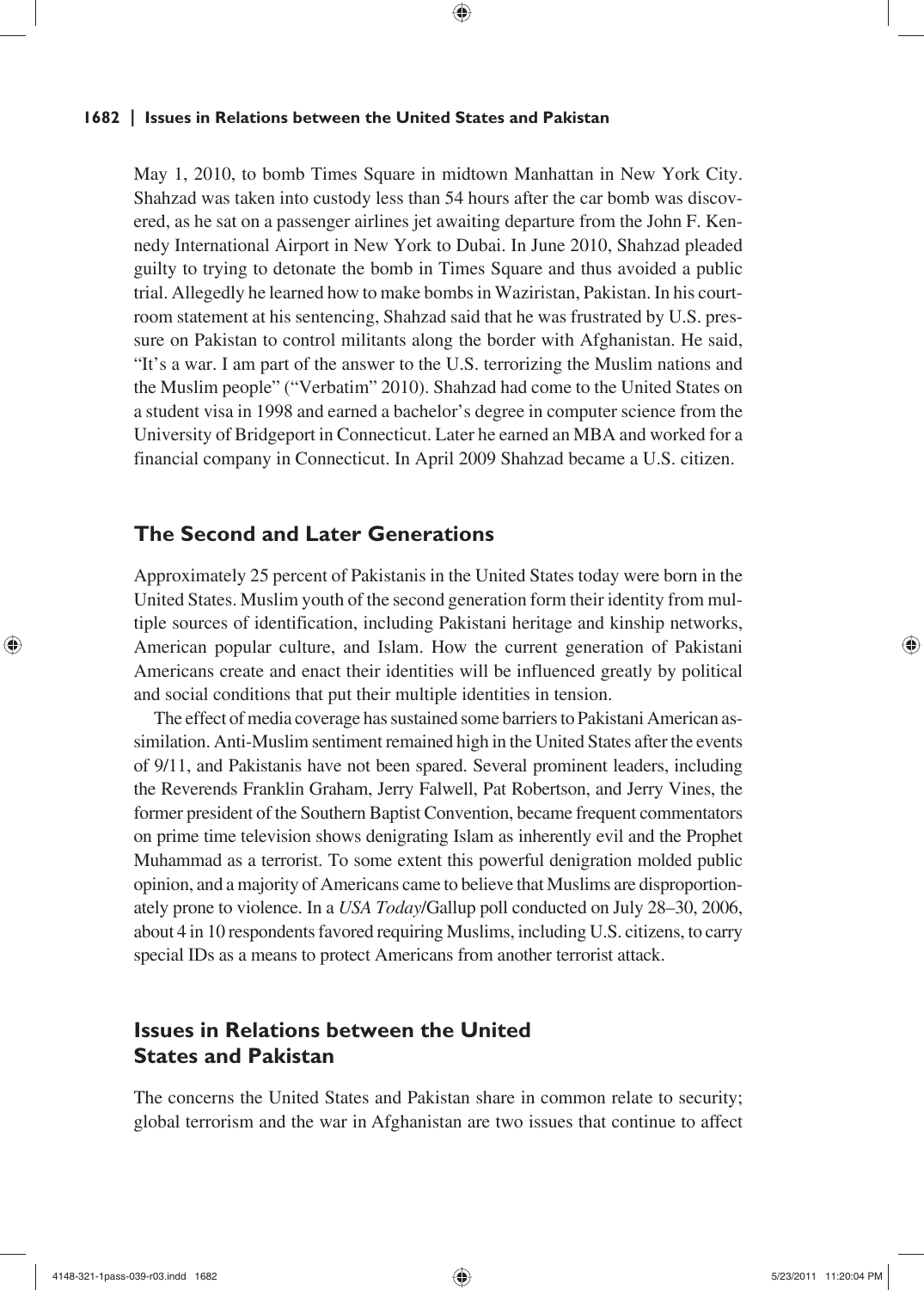May 1, 2010, to bomb Times Square in midtown Manhattan in New York City. Shahzad was taken into custody less than 54 hours after the car bomb was discovered, as he sat on a passenger airlines jet awaiting departure from the John F. Kennedy International Airport in New York to Dubai. In June 2010, Shahzad pleaded guilty to trying to detonate the bomb in Times Square and thus avoided a public trial. Allegedly he learned how to make bombs in Waziristan, Pakistan. In his courtroom statement at his sentencing, Shahzad said that he was frustrated by U.S. pressure on Pakistan to control militants along the border with Afghanistan. He said, "It's a war. I am part of the answer to the U.S. terrorizing the Muslim nations and the Muslim people" ("Verbatim" 2010). Shahzad had come to the United States on a student visa in 1998 and earned a bachelor's degree in computer science from the University of Bridgeport in Connecticut. Later he earned an MBA and worked for a financial company in Connecticut. In April 2009 Shahzad became a U.S. citizen.

## The Second and Later Generations

Approximately 25 percent of Pakistanis in the United States today were born in the United States. Muslim youth of the second generation form their identity from multiple sources of identification, including Pakistani heritage and kinship networks, American popular culture, and Islam. How the current generation of Pakistani Americans create and enact their identities will be influenced greatly by political and social conditions that put their multiple identities in tension.

The effect of media coverage has sustained some barriers to Pakistani American assimilation. Anti-Muslim sentiment remained high in the United States after the events of 9/11, and Pakistanis have not been spared. Several prominent leaders, including the Reverends Franklin Graham, Jerry Falwell, Pat Robertson, and Jerry Vines, the former president of the Southern Baptist Convention, became frequent commentators on prime time television shows denigrating Islam as inherently evil and the Prophet Muhammad as a terrorist. To some extent this powerful denigration molded public opinion, and a majority of Americans came to believe that Muslims are disproportionately prone to violence. In a *USA Today*/Gallup poll conducted on July 28–30, 2006, about 4 in 10 respondents favored requiring Muslims, including U.S. citizens, to carry special IDs as a means to protect Americans from another terrorist attack.

## Issues in Relations between the United States and Pakistan

The concerns the United States and Pakistan share in common relate to security; global terrorism and the war in Afghanistan are two issues that continue to affect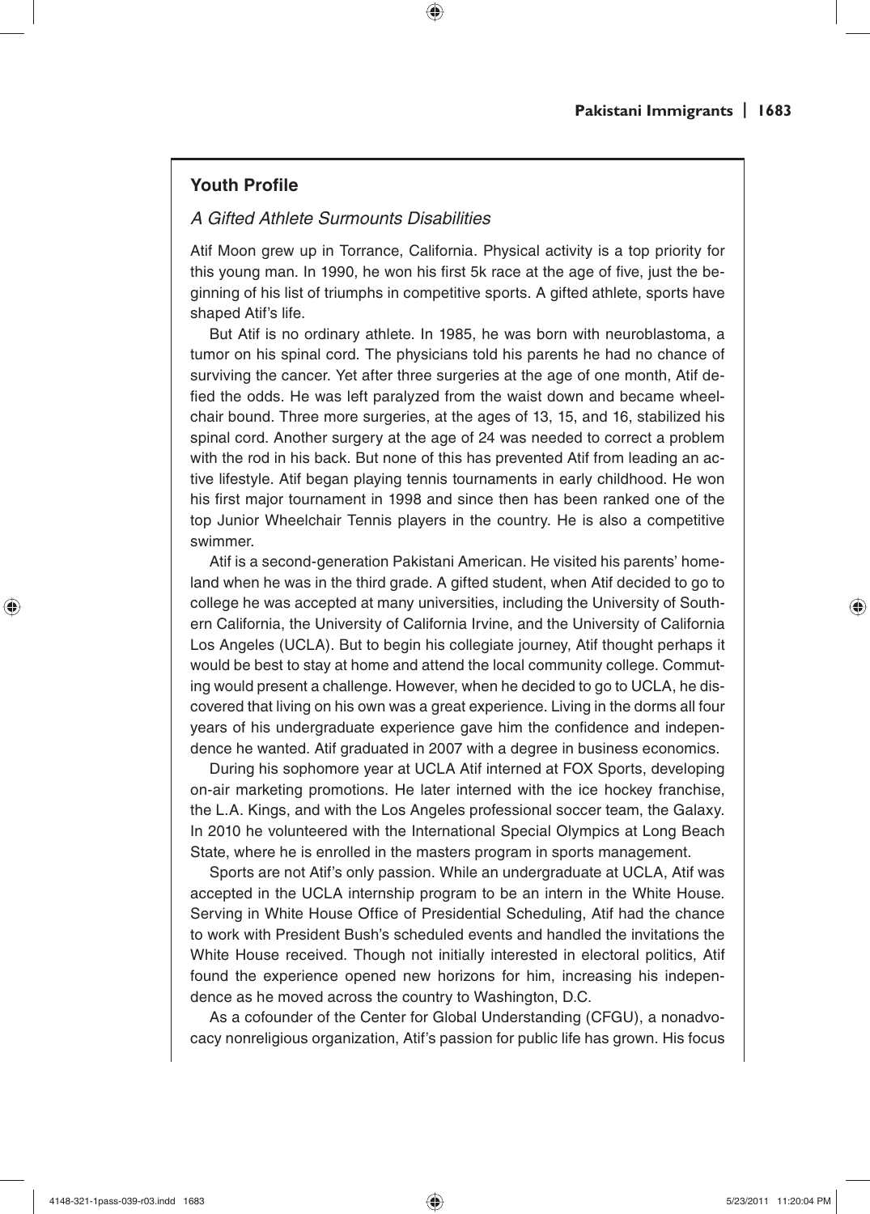## Youth Profile

*A Gifted Athlete Surmounts Disabilities*

Atif Moon grew up in Torrance, California. Physical activity is a top priority for this young man. In 1990, he won his first 5k race at the age of five, just the beginning of his list of triumphs in competitive sports. A gifted athlete, sports have shaped Atif's life.

But Atif is no ordinary athlete. In 1985, he was born with neuroblastoma, a tumor on his spinal cord. The physicians told his parents he had no chance of surviving the cancer. Yet after three surgeries at the age of one month, Atif defied the odds. He was left paralyzed from the waist down and became wheelchair bound. Three more surgeries, at the ages of 13, 15, and 16, stabilized his spinal cord. Another surgery at the age of 24 was needed to correct a problem with the rod in his back. But none of this has prevented Atif from leading an active lifestyle. Atif began playing tennis tournaments in early childhood. He won his first major tournament in 1998 and since then has been ranked one of the top Junior Wheelchair Tennis players in the country. He is also a competitive swimmer.

Atif is a second-generation Pakistani American. He visited his parents' homeland when he was in the third grade. A gifted student, when Atif decided to go to college he was accepted at many universities, including the University of Southern California, the University of California Irvine, and the University of California Los Angeles (UCLA). But to begin his collegiate journey, Atif thought perhaps it would be best to stay at home and attend the local community college. Commuting would present a challenge. However, when he decided to go to UCLA, he discovered that living on his own was a great experience. Living in the dorms all four years of his undergraduate experience gave him the confidence and independence he wanted. Atif graduated in 2007 with a degree in business economics.

During his sophomore year at UCLA Atif interned at FOX Sports, developing on-air marketing promotions. He later interned with the ice hockey franchise, the L.A. Kings, and with the Los Angeles professional soccer team, the Galaxy. In 2010 he volunteered with the International Special Olympics at Long Beach State, where he is enrolled in the masters program in sports management.

Sports are not Atif's only passion. While an undergraduate at UCLA, Atif was accepted in the UCLA internship program to be an intern in the White House. Serving in White House Office of Presidential Scheduling, Atif had the chance to work with President Bush's scheduled events and handled the invitations the White House received. Though not initially interested in electoral politics, Atif found the experience opened new horizons for him, increasing his independence as he moved across the country to Washington, D.C.

As a cofounder of the Center for Global Understanding (CFGU), a nonadvocacy nonreligious organization, Atif's passion for public life has grown. His focus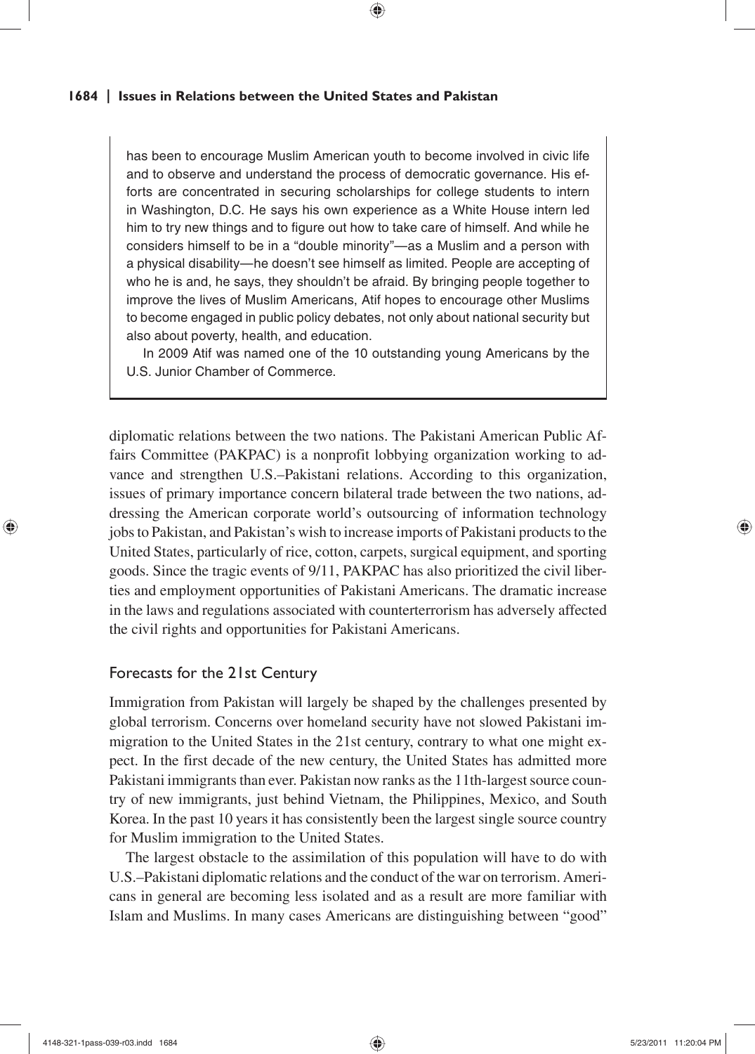has been to encourage Muslim American youth to become involved in civic life and to observe and understand the process of democratic governance. His efforts are concentrated in securing scholarships for college students to intern in Washington, D.C. He says his own experience as a White House intern led him to try new things and to figure out how to take care of himself. And while he considers himself to be in a "double minority"—as a Muslim and a person with a physical disability—he doesn't see himself as limited. People are accepting of who he is and, he says, they shouldn't be afraid. By bringing people together to improve the lives of Muslim Americans, Atif hopes to encourage other Muslims to become engaged in public policy debates, not only about national security but also about poverty, health, and education.

In 2009 Atif was named one of the 10 outstanding young Americans by the U.S. Junior Chamber of Commerce.

diplomatic relations between the two nations. The Pakistani American Public Affairs Committee (PAKPAC) is a nonprofit lobbying organization working to advance and strengthen U.S.–Pakistani relations. According to this organization, issues of primary importance concern bilateral trade between the two nations, addressing the American corporate world's outsourcing of information technology jobs to Pakistan, and Pakistan's wish to increase imports of Pakistani products to the United States, particularly of rice, cotton, carpets, surgical equipment, and sporting goods. Since the tragic events of 9/11, PAKPAC has also prioritized the civil liberties and employment opportunities of Pakistani Americans. The dramatic increase in the laws and regulations associated with counterterrorism has adversely affected the civil rights and opportunities for Pakistani Americans.

## Forecasts for the 21st Century

Immigration from Pakistan will largely be shaped by the challenges presented by global terrorism. Concerns over homeland security have not slowed Pakistani immigration to the United States in the 21st century, contrary to what one might expect. In the first decade of the new century, the United States has admitted more Pakistani immigrants than ever. Pakistan now ranks as the 11th-largest source country of new immigrants, just behind Vietnam, the Philippines, Mexico, and South Korea. In the past 10 years it has consistently been the largest single source country for Muslim immigration to the United States.

The largest obstacle to the assimilation of this population will have to do with U.S.–Pakistani diplomatic relations and the conduct of the war on terrorism. Americans in general are becoming less isolated and as a result are more familiar with Islam and Muslims. In many cases Americans are distinguishing between "good"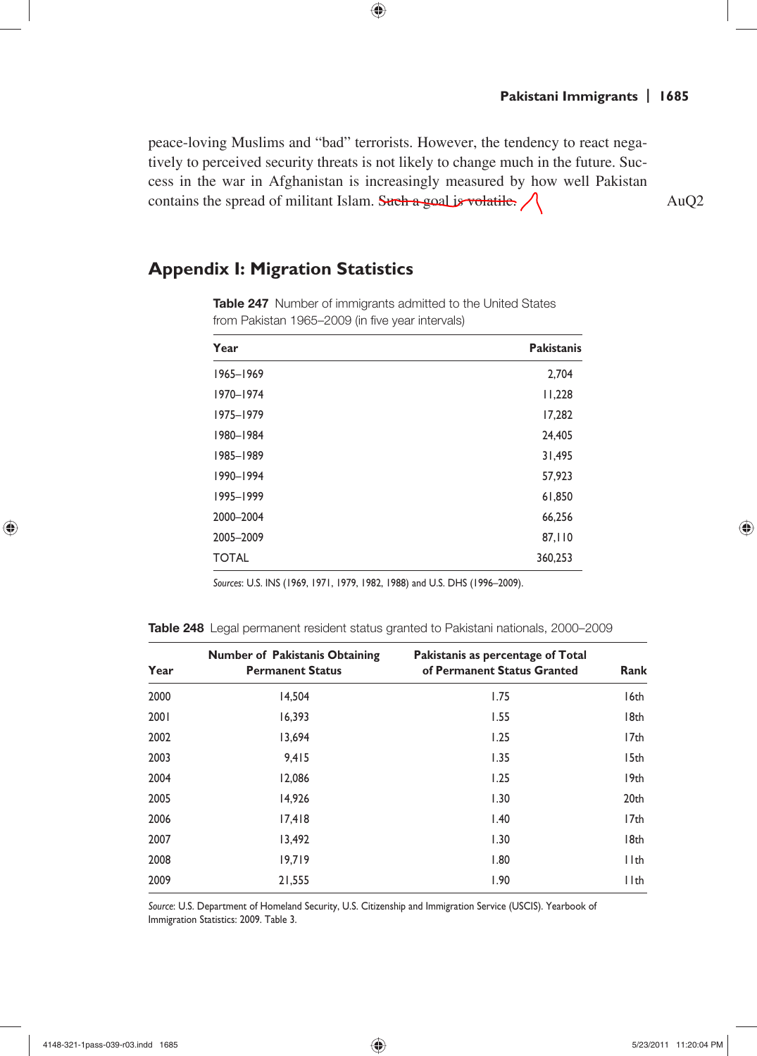peace-loving Muslims and "bad" terrorists. However, the tendency to react negatively to perceived security threats is not likely to change much in the future. Success in the war in Afghanistan is increasingly measured by how well Pakistan contains the spread of militant Islam. ~~Such a goal is volatile.~~

## Appendix I: Migration Statistics

**Table 247** Number of immigrants admitted to the United States from Pakistan 1965–2009 (in five year intervals)

| Year | Pakistanis |
|---|---|
| 1965–1969 | 2,704 |
| 1970–1974 | 11,228 |
| 1975–1979 | 17,282 |
| 1980–1984 | 24,405 |
| 1985–1989 | 31,495 |
| 1990–1994 | 57,923 |
| 1995–1999 | 61,850 |
| 2000–2004 | 66,256 |
| 2005–2009 | 87,110 |
| TOTAL | 360,253 |

*Sources*: U.S. INS (1969, 1971, 1979, 1982, 1988) and U.S. DHS (1996–2009).

**Table 248** Legal permanent resident status granted to Pakistani nationals, 2000–2009

| Year | Number of Pakistanis Obtaining Permanent Status | Pakistanis as percentage of Total of Permanent Status Granted | Rank |
|---|---|---|---|
| 2000 | 14,504 | 1.75 | 16th |
| 2001 | 16,393 | 1.55 | 18th |
| 2002 | 13,694 | 1.25 | 17th |
| 2003 | 9,415 | 1.35 | 15th |
| 2004 | 12,086 | 1.25 | 19th |
| 2005 | 14,926 | 1.30 | 20th |
| 2006 | 17,418 | 1.40 | 17th |
| 2007 | 13,492 | 1.30 | 18th |
| 2008 | 19,719 | 1.80 | 11th |
| 2009 | 21,555 | 1.90 | 11th |

*Source*: U.S. Department of Homeland Security, U.S. Citizenship and Immigration Service (USCIS). Yearbook of Immigration Statistics: 2009. Table 3.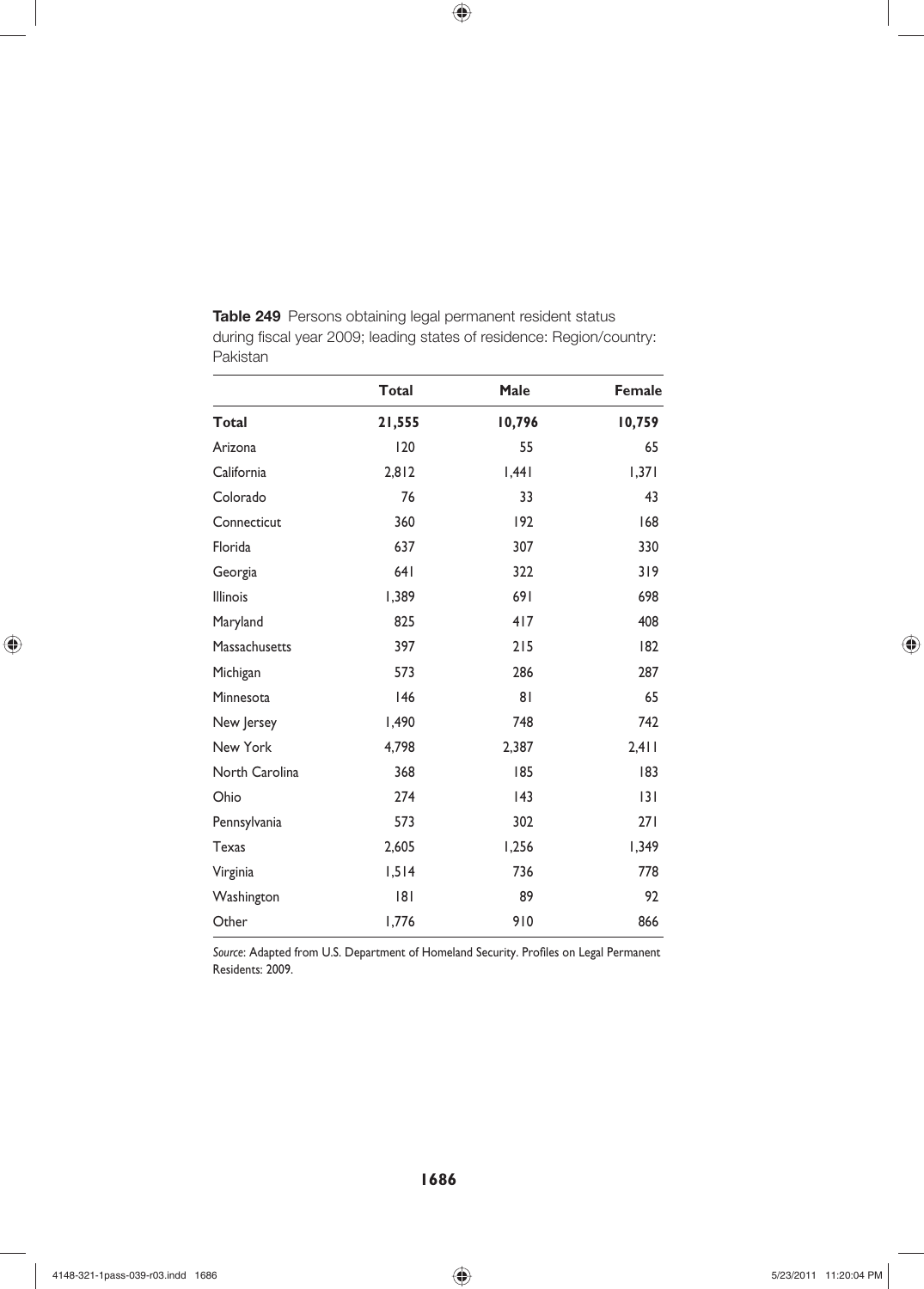**Table 249** Persons obtaining legal permanent resident status during fiscal year 2009; leading states of residence: Region/country: Pakistan

| | Total | Male | Female |
|---|---|---|---|
| **Total** | **21,555** | **10,796** | **10,759** |
| Arizona | 120 | 55 | 65 |
| California | 2,812 | 1,441 | 1,371 |
| Colorado | 76 | 33 | 43 |
| Connecticut | 360 | 192 | 168 |
| Florida | 637 | 307 | 330 |
| Georgia | 641 | 322 | 319 |
| Illinois | 1,389 | 691 | 698 |
| Maryland | 825 | 417 | 408 |
| Massachusetts | 397 | 215 | 182 |
| Michigan | 573 | 286 | 287 |
| Minnesota | 146 | 81 | 65 |
| New Jersey | 1,490 | 748 | 742 |
| New York | 4,798 | 2,387 | 2,411 |
| North Carolina | 368 | 185 | 183 |
| Ohio | 274 | 143 | 131 |
| Pennsylvania | 573 | 302 | 271 |
| Texas | 2,605 | 1,256 | 1,349 |
| Virginia | 1,514 | 736 | 778 |
| Washington | 181 | 89 | 92 |
| Other | 1,776 | 910 | 866 |

*Source*: Adapted from U.S. Department of Homeland Security. Profiles on Legal Permanent Residents: 2009.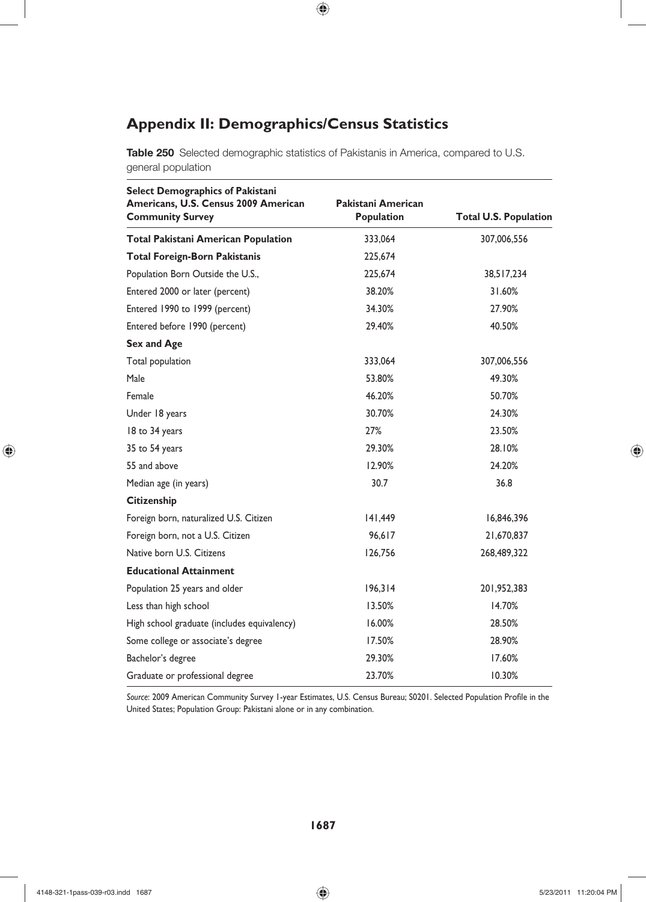## Appendix II: Demographics/Census Statistics

**Table 250** Selected demographic statistics of Pakistanis in America, compared to U.S. general population

| Select Demographics of Pakistani Americans, U.S. Census 2009 American Community Survey | Pakistani American Population | Total U.S. Population |
|---|---|---|
| **Total Pakistani American Population** | 333,064 | 307,006,556 |
| **Total Foreign-Born Pakistanis** | 225,674 | |
| Population Born Outside the U.S., | 225,674 | 38,517,234 |
| Entered 2000 or later (percent) | 38.20% | 31.60% |
| Entered 1990 to 1999 (percent) | 34.30% | 27.90% |
| Entered before 1990 (percent) | 29.40% | 40.50% |
| **Sex and Age** | | |
| Total population | 333,064 | 307,006,556 |
| Male | 53.80% | 49.30% |
| Female | 46.20% | 50.70% |
| Under 18 years | 30.70% | 24.30% |
| 18 to 34 years | 27% | 23.50% |
| 35 to 54 years | 29.30% | 28.10% |
| 55 and above | 12.90% | 24.20% |
| Median age (in years) | 30.7 | 36.8 |
| **Citizenship** | | |
| Foreign born, naturalized U.S. Citizen | 141,449 | 16,846,396 |
| Foreign born, not a U.S. Citizen | 96,617 | 21,670,837 |
| Native born U.S. Citizens | 126,756 | 268,489,322 |
| **Educational Attainment** | | |
| Population 25 years and older | 196,314 | 201,952,383 |
| Less than high school | 13.50% | 14.70% |
| High school graduate (includes equivalency) | 16.00% | 28.50% |
| Some college or associate's degree | 17.50% | 28.90% |
| Bachelor's degree | 29.30% | 17.60% |
| Graduate or professional degree | 23.70% | 10.30% |

*Source:* 2009 American Community Survey 1-year Estimates, U.S. Census Bureau; S0201. Selected Population Profile in the United States; Population Group: Pakistani alone or in any combination.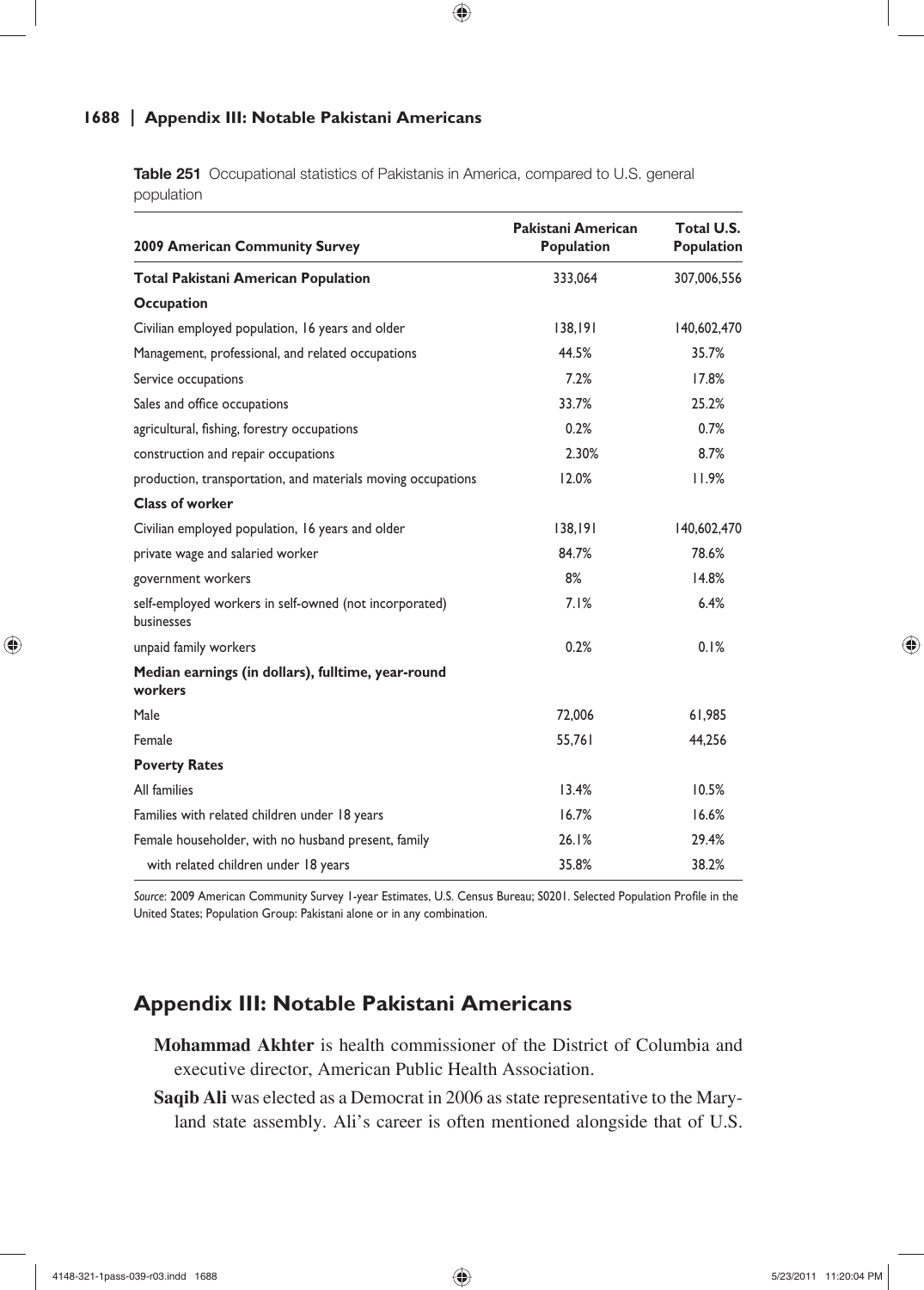**Table 251** Occupational statistics of Pakistanis in America, compared to U.S. general population

| 2009 American Community Survey | Pakistani American Population | Total U.S. Population |
|---|---|---|
| **Total Pakistani American Population** | 333,064 | 307,006,556 |
| **Occupation** | | |
| Civilian employed population, 16 years and older | 138,191 | 140,602,470 |
| Management, professional, and related occupations | 44.5% | 35.7% |
| Service occupations | 7.2% | 17.8% |
| Sales and office occupations | 33.7% | 25.2% |
| agricultural, fishing, forestry occupations | 0.2% | 0.7% |
| construction and repair occupations | 2.30% | 8.7% |
| production, transportation, and materials moving occupations | 12.0% | 11.9% |
| **Class of worker** | | |
| Civilian employed population, 16 years and older | 138,191 | 140,602,470 |
| private wage and salaried worker | 84.7% | 78.6% |
| government workers | 8% | 14.8% |
| self-employed workers in self-owned (not incorporated) businesses | 7.1% | 6.4% |
| unpaid family workers | 0.2% | 0.1% |
| **Median earnings (in dollars), fulltime, year-round workers** | | |
| Male | 72,006 | 61,985 |
| Female | 55,761 | 44,256 |
| **Poverty Rates** | | |
| All families | 13.4% | 10.5% |
| Families with related children under 18 years | 16.7% | 16.6% |
| Female householder, with no husband present, family | 26.1% | 29.4% |
| with related children under 18 years | 35.8% | 38.2% |

*Source*: 2009 American Community Survey 1-year Estimates, U.S. Census Bureau; S0201. Selected Population Profile in the United States; Population Group: Pakistani alone or in any combination.

## Appendix III: Notable Pakistani Americans

**Mohammad Akhter** is health commissioner of the District of Columbia and executive director, American Public Health Association.

**Saqib Ali** was elected as a Democrat in 2006 as state representative to the Maryland state assembly. Ali's career is often mentioned alongside that of U.S.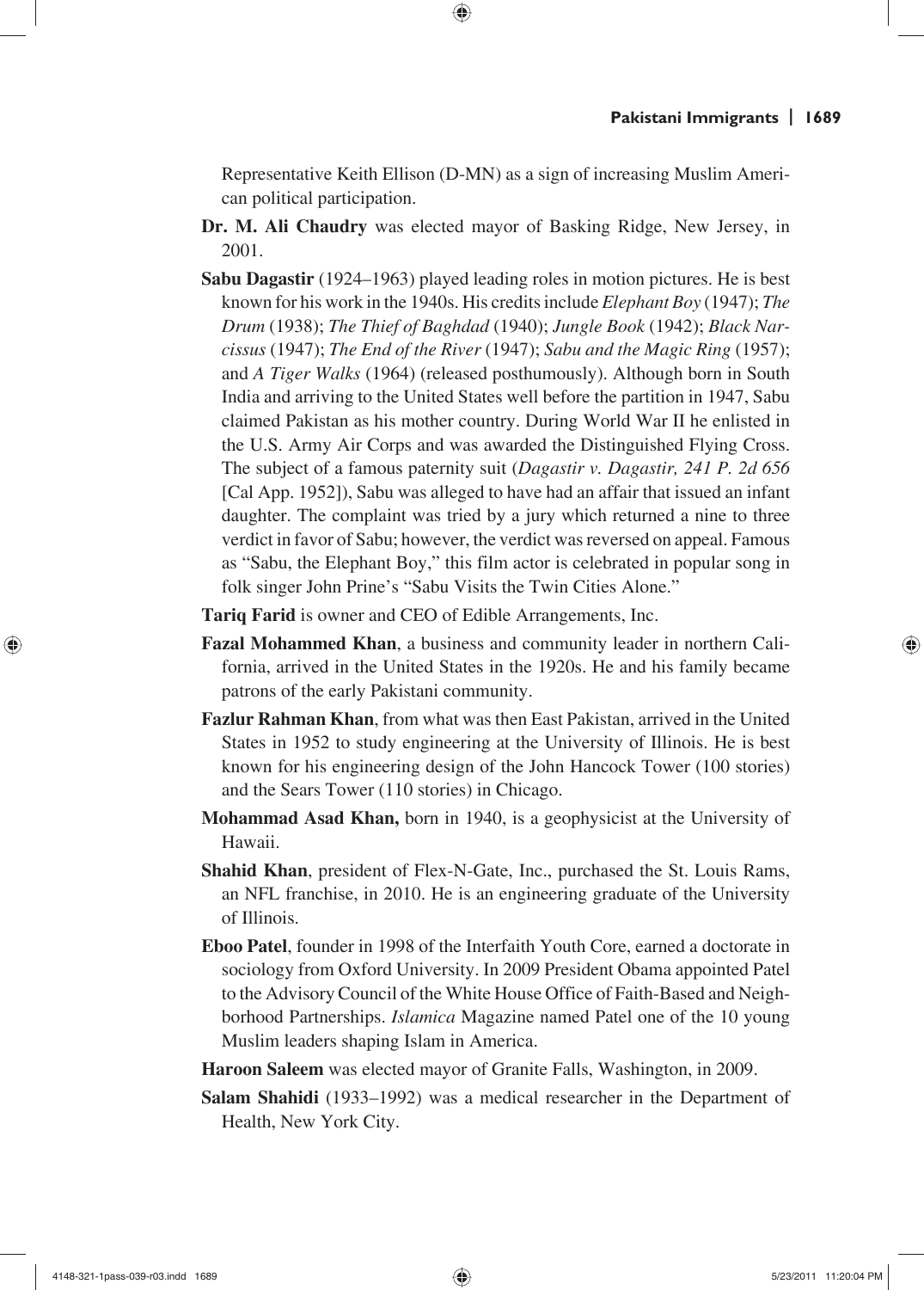Representative Keith Ellison (D-MN) as a sign of increasing Muslim American political participation.

**Dr. M. Ali Chaudry** was elected mayor of Basking Ridge, New Jersey, in 2001.

**Sabu Dagastir** (1924–1963) played leading roles in motion pictures. He is best known for his work in the 1940s. His credits include *Elephant Boy* (1947); *The Drum* (1938); *The Thief of Baghdad* (1940); *Jungle Book* (1942); *Black Narcissus* (1947); *The End of the River* (1947); *Sabu and the Magic Ring* (1957); and *A Tiger Walks* (1964) (released posthumously). Although born in South India and arriving to the United States well before the partition in 1947, Sabu claimed Pakistan as his mother country. During World War II he enlisted in the U.S. Army Air Corps and was awarded the Distinguished Flying Cross. The subject of a famous paternity suit (*Dagastir v. Dagastir, 241 P. 2d 656* [Cal App. 1952]), Sabu was alleged to have had an affair that issued an infant daughter. The complaint was tried by a jury which returned a nine to three verdict in favor of Sabu; however, the verdict was reversed on appeal. Famous as "Sabu, the Elephant Boy," this film actor is celebrated in popular song in folk singer John Prine's "Sabu Visits the Twin Cities Alone."

**Tariq Farid** is owner and CEO of Edible Arrangements, Inc.

**Fazal Mohammed Khan**, a business and community leader in northern California, arrived in the United States in the 1920s. He and his family became patrons of the early Pakistani community.

**Fazlur Rahman Khan**, from what was then East Pakistan, arrived in the United States in 1952 to study engineering at the University of Illinois. He is best known for his engineering design of the John Hancock Tower (100 stories) and the Sears Tower (110 stories) in Chicago.

**Mohammad Asad Khan,** born in 1940, is a geophysicist at the University of Hawaii.

**Shahid Khan**, president of Flex-N-Gate, Inc., purchased the St. Louis Rams, an NFL franchise, in 2010. He is an engineering graduate of the University of Illinois.

**Eboo Patel**, founder in 1998 of the Interfaith Youth Core, earned a doctorate in sociology from Oxford University. In 2009 President Obama appointed Patel to the Advisory Council of the White House Office of Faith-Based and Neighborhood Partnerships. *Islamica* Magazine named Patel one of the 10 young Muslim leaders shaping Islam in America.

**Haroon Saleem** was elected mayor of Granite Falls, Washington, in 2009.

**Salam Shahidi** (1933–1992) was a medical researcher in the Department of Health, New York City.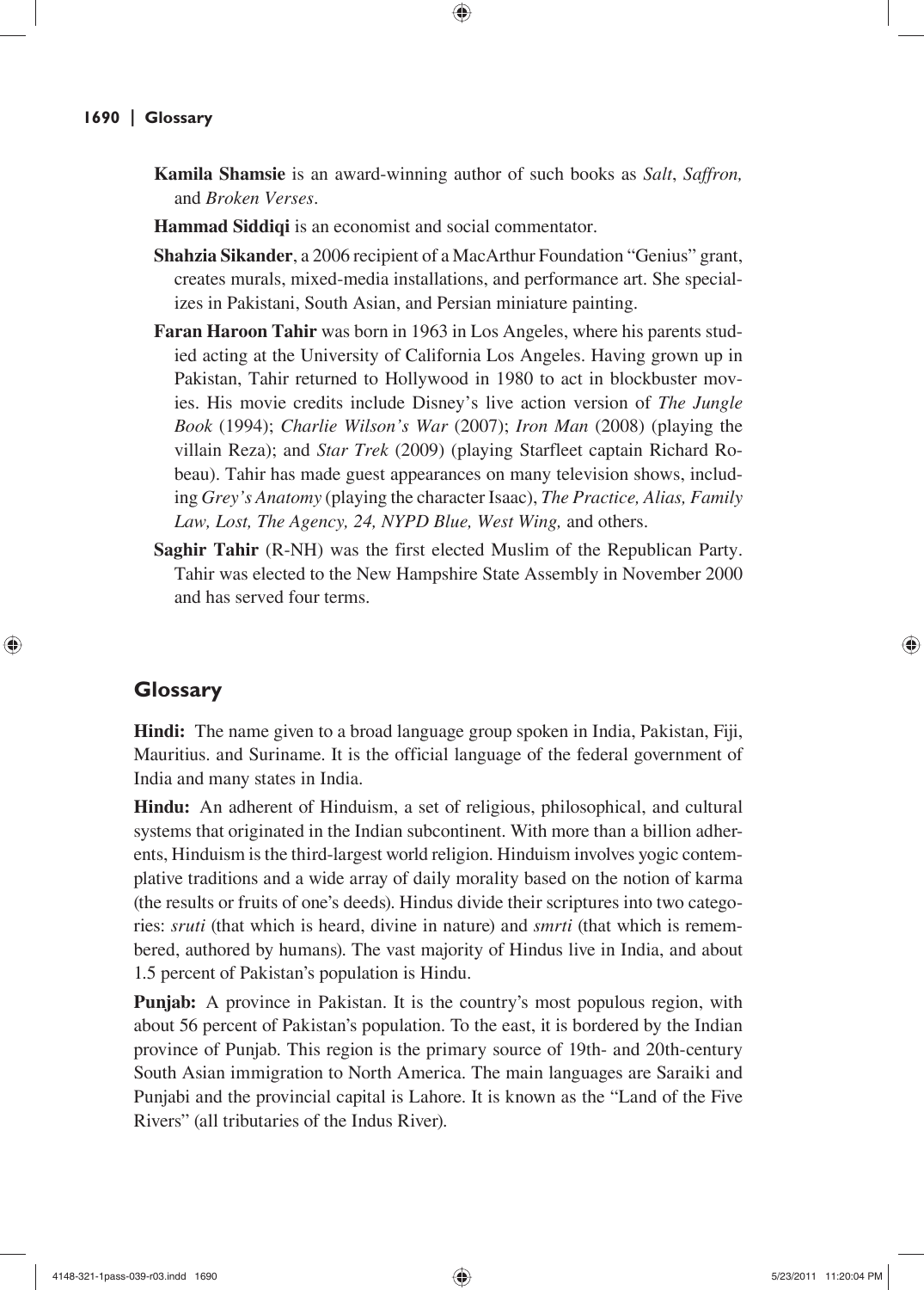**Kamila Shamsie** is an award-winning author of such books as *Salt*, *Saffron,* and *Broken Verses*.

**Hammad Siddiqi** is an economist and social commentator.

**Shahzia Sikander**, a 2006 recipient of a MacArthur Foundation "Genius" grant, creates murals, mixed-media installations, and performance art. She specializes in Pakistani, South Asian, and Persian miniature painting.

**Faran Haroon Tahir** was born in 1963 in Los Angeles, where his parents studied acting at the University of California Los Angeles. Having grown up in Pakistan, Tahir returned to Hollywood in 1980 to act in blockbuster movies. His movie credits include Disney's live action version of *The Jungle Book* (1994); *Charlie Wilson's War* (2007); *Iron Man* (2008) (playing the villain Reza); and *Star Trek* (2009) (playing Starfleet captain Richard Robeau). Tahir has made guest appearances on many television shows, including *Grey's Anatomy* (playing the character Isaac), *The Practice, Alias, Family Law, Lost, The Agency, 24, NYPD Blue, West Wing,* and others.

**Saghir Tahir** (R-NH) was the first elected Muslim of the Republican Party. Tahir was elected to the New Hampshire State Assembly in November 2000 and has served four terms.

## Glossary

**Hindi:** The name given to a broad language group spoken in India, Pakistan, Fiji, Mauritius. and Suriname. It is the official language of the federal government of India and many states in India.

**Hindu:** An adherent of Hinduism, a set of religious, philosophical, and cultural systems that originated in the Indian subcontinent. With more than a billion adherents, Hinduism is the third-largest world religion. Hinduism involves yogic contemplative traditions and a wide array of daily morality based on the notion of karma (the results or fruits of one's deeds). Hindus divide their scriptures into two categories: *sruti* (that which is heard, divine in nature) and *smrti* (that which is remembered, authored by humans). The vast majority of Hindus live in India, and about 1.5 percent of Pakistan's population is Hindu.

**Punjab:** A province in Pakistan. It is the country's most populous region, with about 56 percent of Pakistan's population. To the east, it is bordered by the Indian province of Punjab. This region is the primary source of 19th- and 20th-century South Asian immigration to North America. The main languages are Saraiki and Punjabi and the provincial capital is Lahore. It is known as the "Land of the Five Rivers" (all tributaries of the Indus River).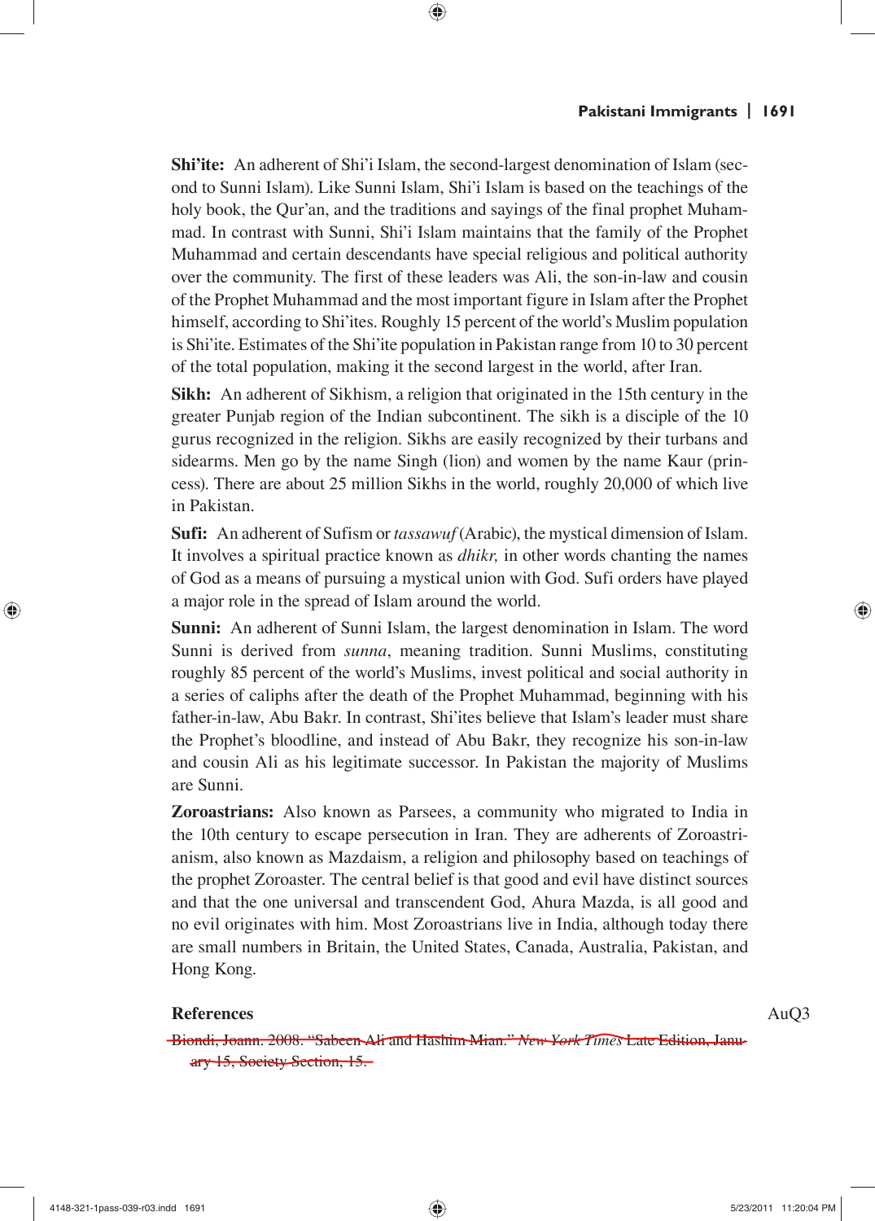**Shi'ite:** An adherent of Shi'i Islam, the second-largest denomination of Islam (second to Sunni Islam). Like Sunni Islam, Shi'i Islam is based on the teachings of the holy book, the Qur'an, and the traditions and sayings of the final prophet Muhammad. In contrast with Sunni, Shi'i Islam maintains that the family of the Prophet Muhammad and certain descendants have special religious and political authority over the community. The first of these leaders was Ali, the son-in-law and cousin of the Prophet Muhammad and the most important figure in Islam after the Prophet himself, according to Shi'ites. Roughly 15 percent of the world's Muslim population is Shi'ite. Estimates of the Shi'ite population in Pakistan range from 10 to 30 percent of the total population, making it the second largest in the world, after Iran.

**Sikh:** An adherent of Sikhism, a religion that originated in the 15th century in the greater Punjab region of the Indian subcontinent. The sikh is a disciple of the 10 gurus recognized in the religion. Sikhs are easily recognized by their turbans and sidearms. Men go by the name Singh (lion) and women by the name Kaur (princess). There are about 25 million Sikhs in the world, roughly 20,000 of which live in Pakistan.

**Sufi:** An adherent of Sufism or *tassawuf* (Arabic), the mystical dimension of Islam. It involves a spiritual practice known as *dhikr,* in other words chanting the names of God as a means of pursuing a mystical union with God. Sufi orders have played a major role in the spread of Islam around the world.

**Sunni:** An adherent of Sunni Islam, the largest denomination in Islam. The word Sunni is derived from *sunna*, meaning tradition. Sunni Muslims, constituting roughly 85 percent of the world's Muslims, invest political and social authority in a series of caliphs after the death of the Prophet Muhammad, beginning with his father-in-law, Abu Bakr. In contrast, Shi'ites believe that Islam's leader must share the Prophet's bloodline, and instead of Abu Bakr, they recognize his son-in-law and cousin Ali as his legitimate successor. In Pakistan the majority of Muslims are Sunni.

**Zoroastrians:** Also known as Parsees, a community who migrated to India in the 10th century to escape persecution in Iran. They are adherents of Zoroastrianism, also known as Mazdaism, a religion and philosophy based on teachings of the prophet Zoroaster. The central belief is that good and evil have distinct sources and that the one universal and transcendent God, Ahura Mazda, is all good and no evil originates with him. Most Zoroastrians live in India, although today there are small numbers in Britain, the United States, Canada, Australia, Pakistan, and Hong Kong.

## References

AuQ3

~~Biondi, Joann. 2008. "Sabeen Ali and Hashim Mian." *New York Times* Late Edition, January 15, Society Section, 15.~~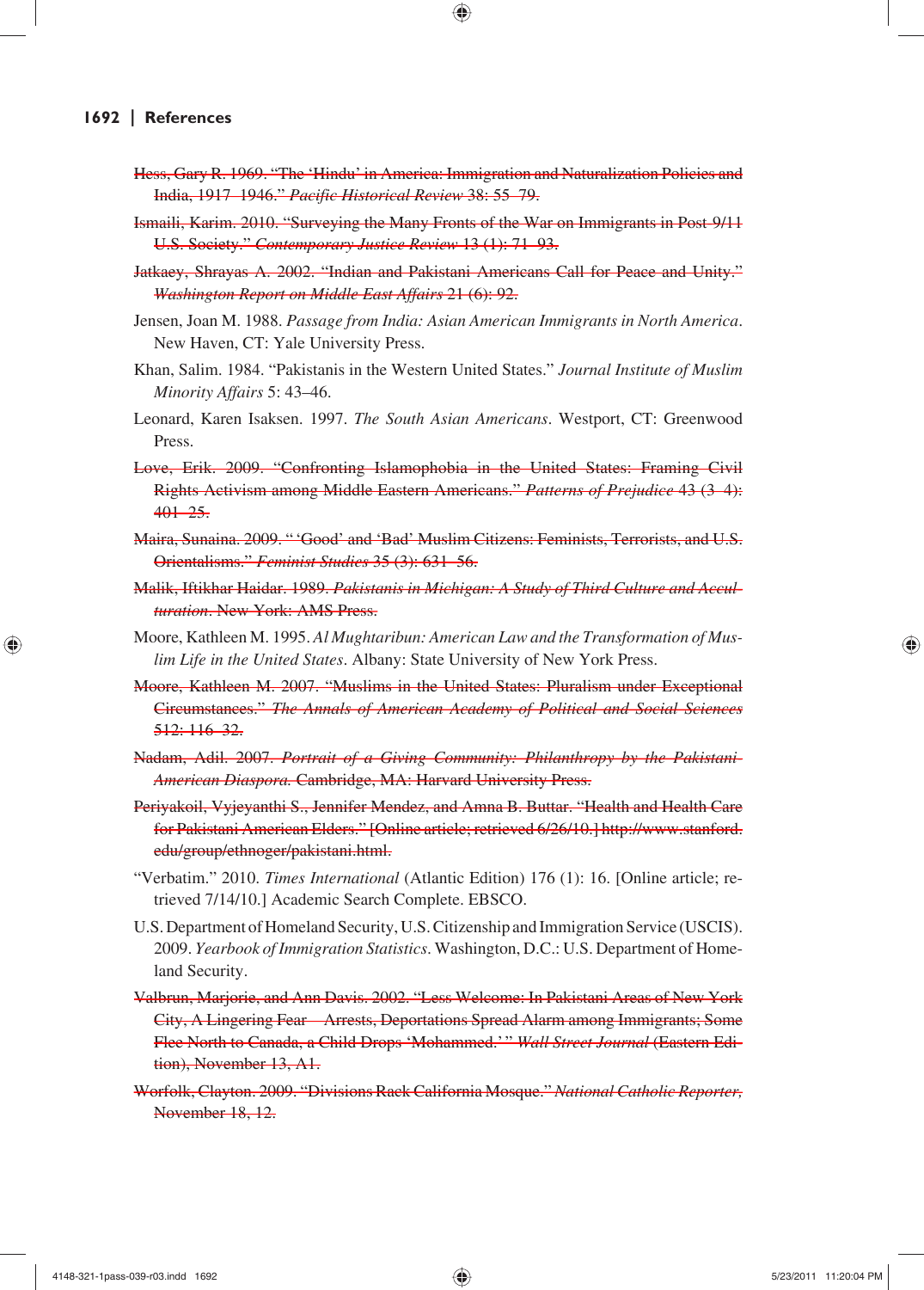~~Hess, Gary R. 1969. "The 'Hindu' in America: Immigration and Naturalization Policies and India, 1917–1946." *Pacific Historical Review* 38: 55–79.~~

~~Ismaili, Karim. 2010. "Surveying the Many Fronts of the War on Immigrants in Post-9/11 U.S. Society." *Contemporary Justice Review* 13 (1): 71–93.~~

~~Jatkaey, Shrayas A. 2002. "Indian and Pakistani Americans Call for Peace and Unity." *Washington Report on Middle East Affairs* 21 (6): 92.~~

Jensen, Joan M. 1988. *Passage from India: Asian American Immigrants in North America*. New Haven, CT: Yale University Press.

Khan, Salim. 1984. "Pakistanis in the Western United States." *Journal Institute of Muslim Minority Affairs* 5: 43–46.

Leonard, Karen Isaksen. 1997. *The South Asian Americans*. Westport, CT: Greenwood Press.

~~Love, Erik. 2009. "Confronting Islamophobia in the United States: Framing Civil Rights Activism among Middle Eastern Americans." *Patterns of Prejudice* 43 (3–4): 401–25.~~

~~Maira, Sunaina. 2009. " 'Good' and 'Bad' Muslim Citizens: Feminists, Terrorists, and U.S. Orientalisms." *Feminist Studies* 35 (3): 631–56.~~

~~Malik, Iftikhar Haidar. 1989. *Pakistanis in Michigan: A Study of Third Culture and Acculturation*. New York: AMS Press.~~

Moore, Kathleen M. 1995. *Al Mughtaribun: American Law and the Transformation of Muslim Life in the United States*. Albany: State University of New York Press.

~~Moore, Kathleen M. 2007. "Muslims in the United States: Pluralism under Exceptional Circumstances." *The Annals of American Academy of Political and Social Sciences* 512: 116–32.~~

~~Nadam, Adil. 2007. *Portrait of a Giving Community: Philanthropy by the Pakistani-American Diaspora.* Cambridge, MA: Harvard University Press.~~

~~Periyakoil, Vyjeyanthi S., Jennifer Mendez, and Amna B. Buttar. "Health and Health Care for Pakistani American Elders." [Online article; retrieved 6/26/10.] http://www.stanford.edu/group/ethnoger/pakistani.html.~~

"Verbatim." 2010. *Times International* (Atlantic Edition) 176 (1): 16. [Online article; retrieved 7/14/10.] Academic Search Complete. EBSCO.

U.S. Department of Homeland Security, U.S. Citizenship and Immigration Service (USCIS). 2009. *Yearbook of Immigration Statistics*. Washington, D.C.: U.S. Department of Homeland Security.

~~Valbrun, Marjorie, and Ann Davis. 2002. "Less Welcome: In Pakistani Areas of New York City, A Lingering Fear—Arrests, Deportations Spread Alarm among Immigrants; Some Flee North to Canada, a Child Drops 'Mohammed.' " *Wall Street Journal* (Eastern Edition), November 13, A1.~~

~~Worfolk, Clayton. 2009. "Divisions Rack California Mosque." *National Catholic Reporter*, November 18, 12.~~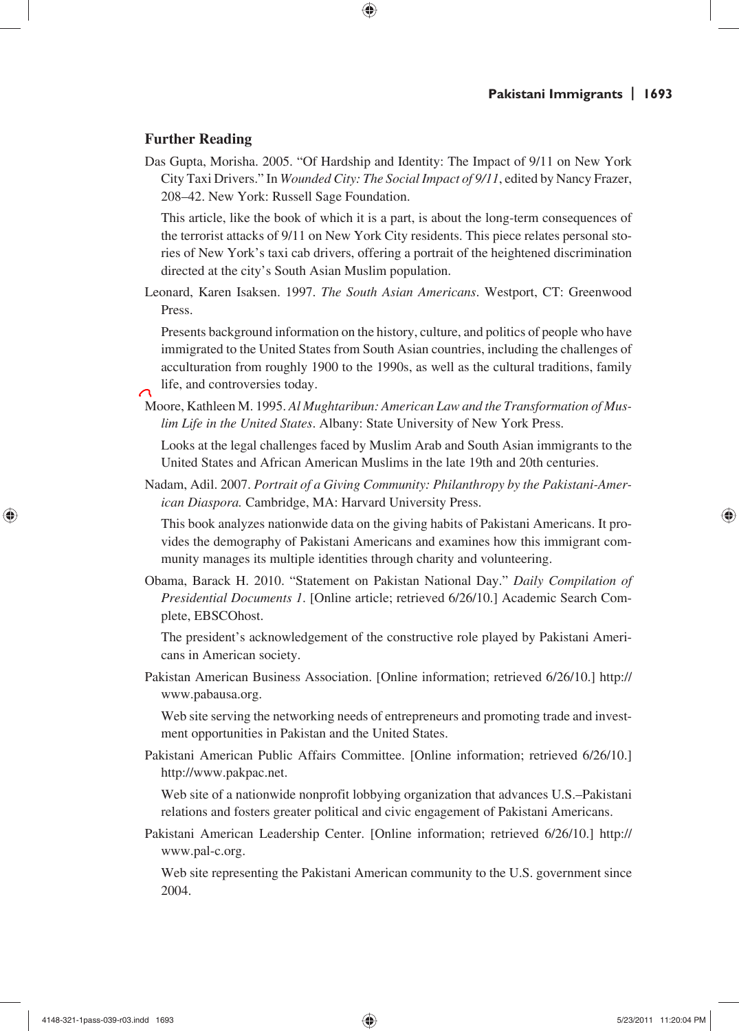## Further Reading

Das Gupta, Morisha. 2005. "Of Hardship and Identity: The Impact of 9/11 on New York City Taxi Drivers." In *Wounded City: The Social Impact of 9/11*, edited by Nancy Frazer, 208–42. New York: Russell Sage Foundation.

This article, like the book of which it is a part, is about the long-term consequences of the terrorist attacks of 9/11 on New York City residents. This piece relates personal stories of New York's taxi cab drivers, offering a portrait of the heightened discrimination directed at the city's South Asian Muslim population.

Leonard, Karen Isaksen. 1997. *The South Asian Americans*. Westport, CT: Greenwood Press.

Presents background information on the history, culture, and politics of people who have immigrated to the United States from South Asian countries, including the challenges of acculturation from roughly 1900 to the 1990s, as well as the cultural traditions, family life, and controversies today.

Moore, Kathleen M. 1995. *Al Mughtaribun: American Law and the Transformation of Muslim Life in the United States*. Albany: State University of New York Press.

Looks at the legal challenges faced by Muslim Arab and South Asian immigrants to the United States and African American Muslims in the late 19th and 20th centuries.

Nadam, Adil. 2007. *Portrait of a Giving Community: Philanthropy by the Pakistani-American Diaspora.* Cambridge, MA: Harvard University Press.

This book analyzes nationwide data on the giving habits of Pakistani Americans. It provides the demography of Pakistani Americans and examines how this immigrant community manages its multiple identities through charity and volunteering.

Obama, Barack H. 2010. "Statement on Pakistan National Day." *Daily Compilation of Presidential Documents 1*. [Online article; retrieved 6/26/10.] Academic Search Complete, EBSCOhost.

The president's acknowledgement of the constructive role played by Pakistani Americans in American society.

Pakistan American Business Association. [Online information; retrieved 6/26/10.] http://www.pabausa.org.

Web site serving the networking needs of entrepreneurs and promoting trade and investment opportunities in Pakistan and the United States.

Pakistani American Public Affairs Committee. [Online information; retrieved 6/26/10.] http://www.pakpac.net.

Web site of a nationwide nonprofit lobbying organization that advances U.S.–Pakistani relations and fosters greater political and civic engagement of Pakistani Americans.

Pakistani American Leadership Center. [Online information; retrieved 6/26/10.] http://www.pal-c.org.

Web site representing the Pakistani American community to the U.S. government since 2004.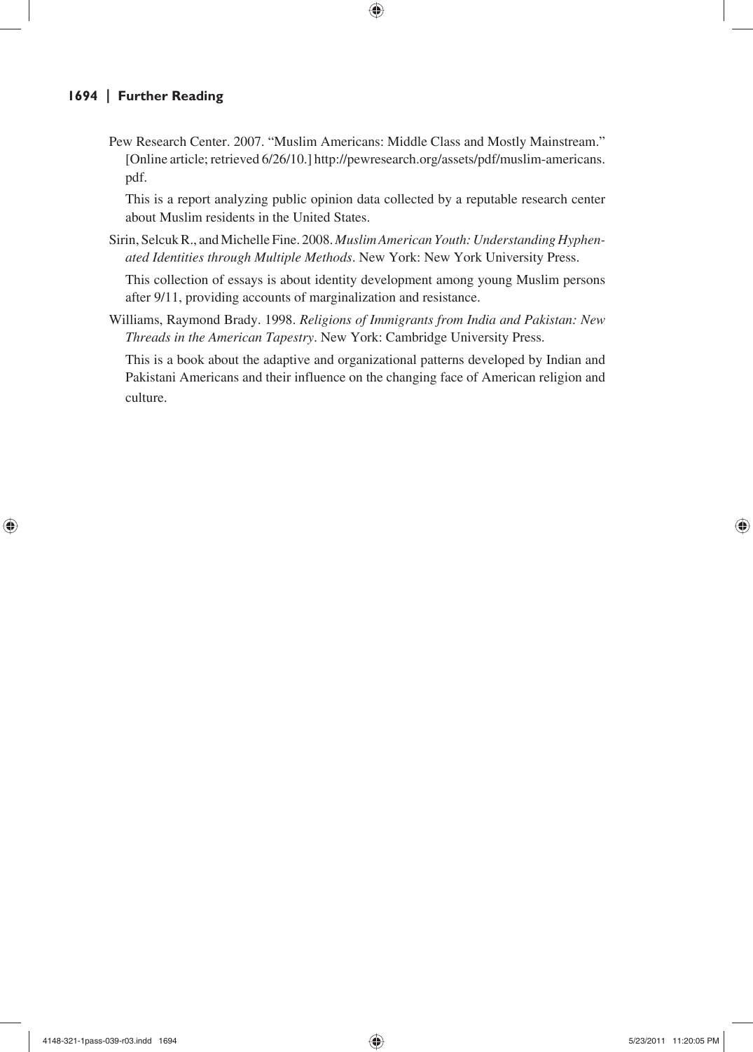Pew Research Center. 2007. "Muslim Americans: Middle Class and Mostly Mainstream." [Online article; retrieved 6/26/10.] http://pewresearch.org/assets/pdf/muslim-americans.pdf.

This is a report analyzing public opinion data collected by a reputable research center about Muslim residents in the United States.

Sirin, Selcuk R., and Michelle Fine. 2008. *Muslim American Youth: Understanding Hyphenated Identities through Multiple Methods*. New York: New York University Press.

This collection of essays is about identity development among young Muslim persons after 9/11, providing accounts of marginalization and resistance.

Williams, Raymond Brady. 1998. *Religions of Immigrants from India and Pakistan: New Threads in the American Tapestry*. New York: Cambridge University Press.

This is a book about the adaptive and organizational patterns developed by Indian and Pakistani Americans and their influence on the changing face of American religion and culture.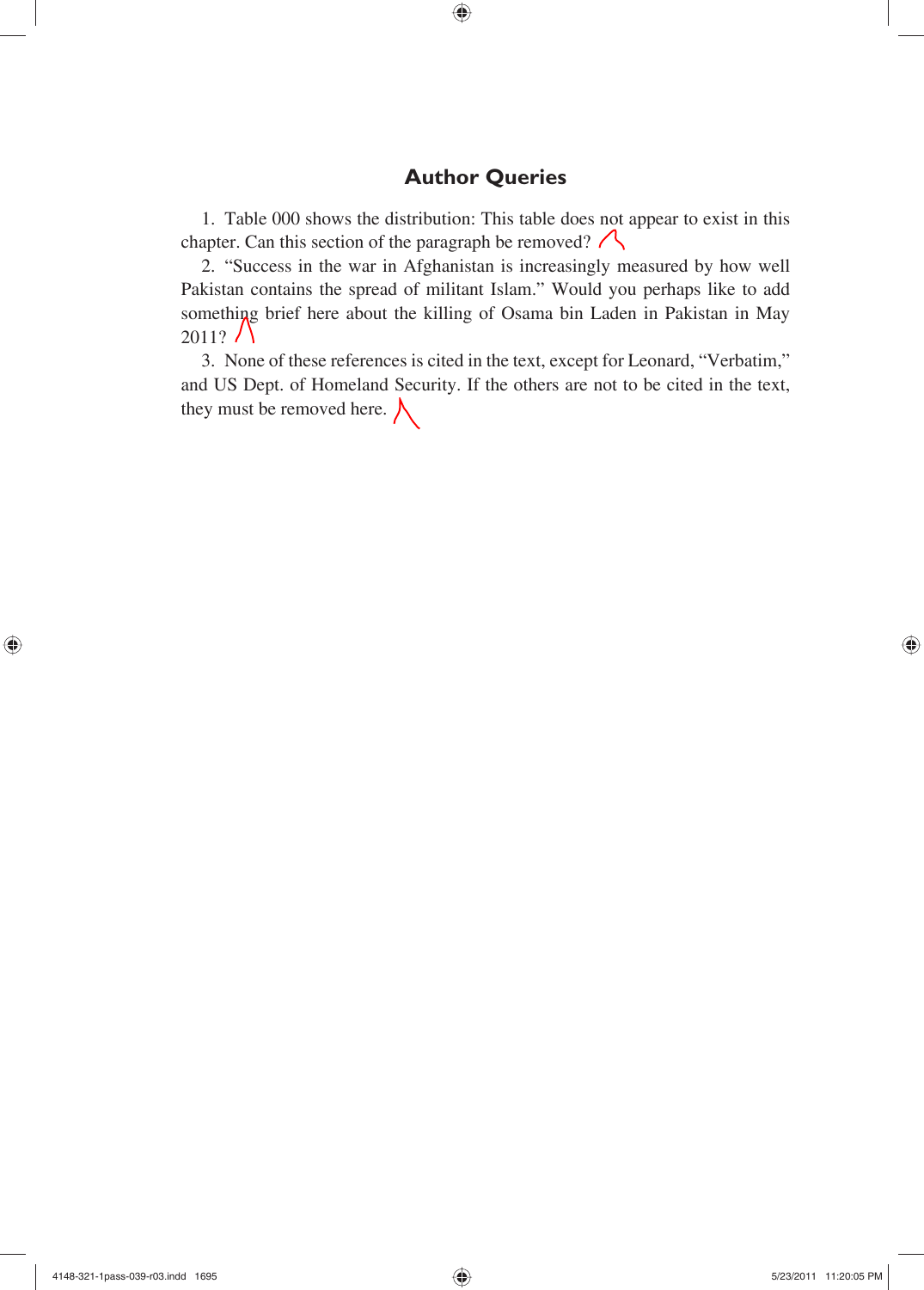## Author Queries

1. Table 000 shows the distribution: This table does not appear to exist in this chapter. Can this section of the paragraph be removed?

2. "Success in the war in Afghanistan is increasingly measured by how well Pakistan contains the spread of militant Islam." Would you perhaps like to add something brief here about the killing of Osama bin Laden in Pakistan in May 2011?

3. None of these references is cited in the text, except for Leonard, "Verbatim," and US Dept. of Homeland Security. If the others are not to be cited in the text, they must be removed here.